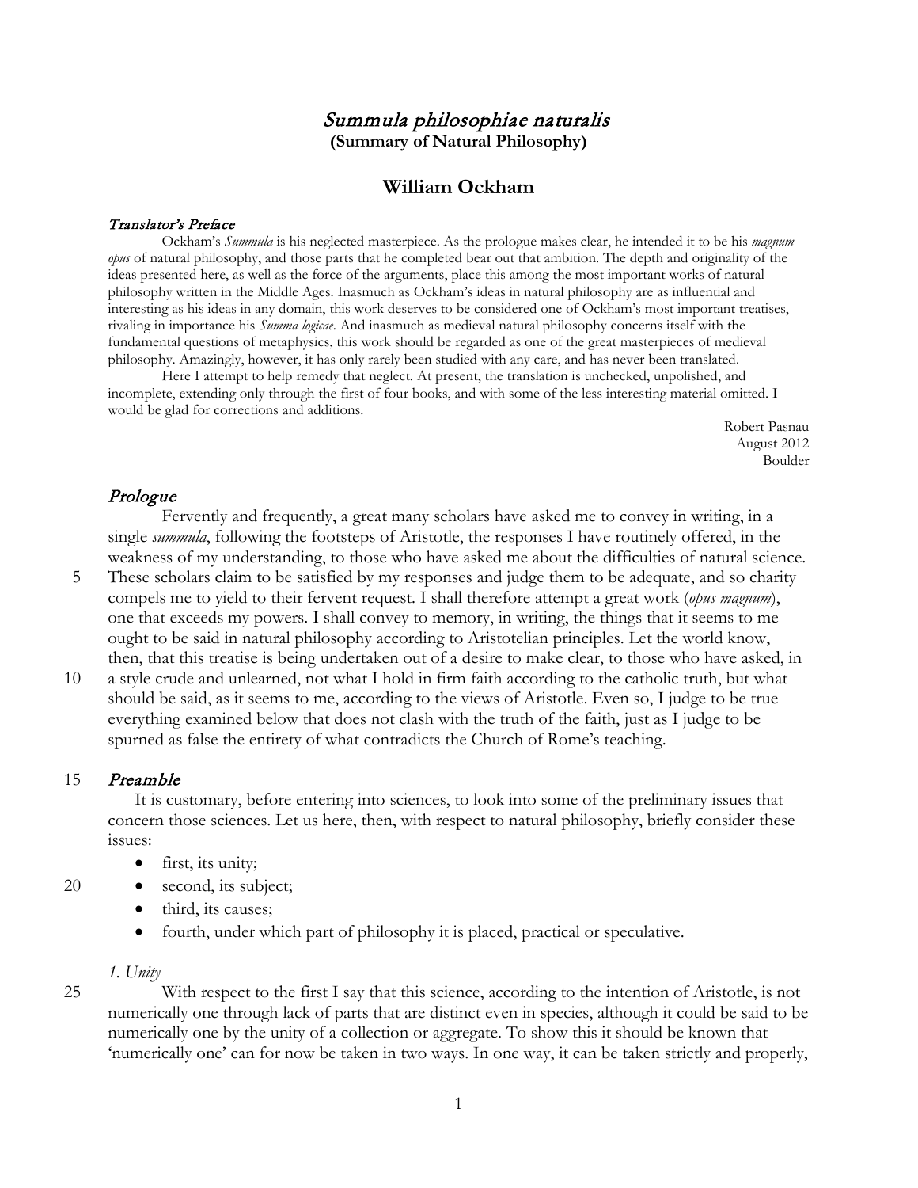# *Summula philosophiae naturalis*

**(Summary of Natural Philosophy)**

## William Ockham

### *Translator's Preface*

Ockham's *Summula* is his neglected masterpiece. As the prologue makes clear, he intended it to be his *magnum opus* of natural philosophy, and those parts that he completed bear out that ambition. The depth and originality of the ideas presented here, as well as the force of the arguments, place this among the most important works of natural philosophy written in the Middle Ages. Inasmuch as Ockham's ideas in natural philosophy are as influential and interesting as his ideas in any domain, this work deserves to be considered one of Ockham's most important treatises, rivaling in importance his *Summa logicae*. And inasmuch as medieval natural philosophy concerns itself with the fundamental questions of metaphysics, this work should be regarded as one of the great masterpieces of medieval philosophy. Amazingly, however, it has only rarely been studied with any care, and has never been translated.

Here I attempt to help remedy that neglect. At present, the translation is unchecked, unpolished, and incomplete, extending only through the first of four books, and with some of the less interesting material omitted. I would be glad for corrections and additions.

Robert Pasnau
August 2012
Boulder

### *Prologue*

Fervently and frequently, a great many scholars have asked me to convey in writing, in a single *summula*, following the footsteps of Aristotle, the responses I have routinely offered, in the weakness of my understanding, to those who have asked me about the difficulties of natural science. These scholars claim to be satisfied by my responses and judge them to be adequate, and so charity compels me to yield to their fervent request. I shall therefore attempt a great work (*opus magnum*), one that exceeds my powers. I shall convey to memory, in writing, the things that it seems to me ought to be said in natural philosophy according to Aristotelian principles. Let the world know, then, that this treatise is being undertaken out of a desire to make clear, to those who have asked, in a style crude and unlearned, not what I hold in firm faith according to the catholic truth, but what should be said, as it seems to me, according to the views of Aristotle. Even so, I judge to be true everything examined below that does not clash with the truth of the faith, just as I judge to be spurned as false the entirety of what contradicts the Church of Rome's teaching.

### *Preamble*

It is customary, before entering into sciences, to look into some of the preliminary issues that concern those sciences. Let us here, then, with respect to natural philosophy, briefly consider these issues:

- first, its unity;
- second, its subject;
- third, its causes;
- fourth, under which part of philosophy it is placed, practical or speculative.

#### *1. Unity*

With respect to the first I say that this science, according to the intention of Aristotle, is not numerically one through lack of parts that are distinct even in species, although it could be said to be numerically one by the unity of a collection or aggregate. To show this it should be known that 'numerically one' can for now be taken in two ways. In one way, it can be taken strictly and properly,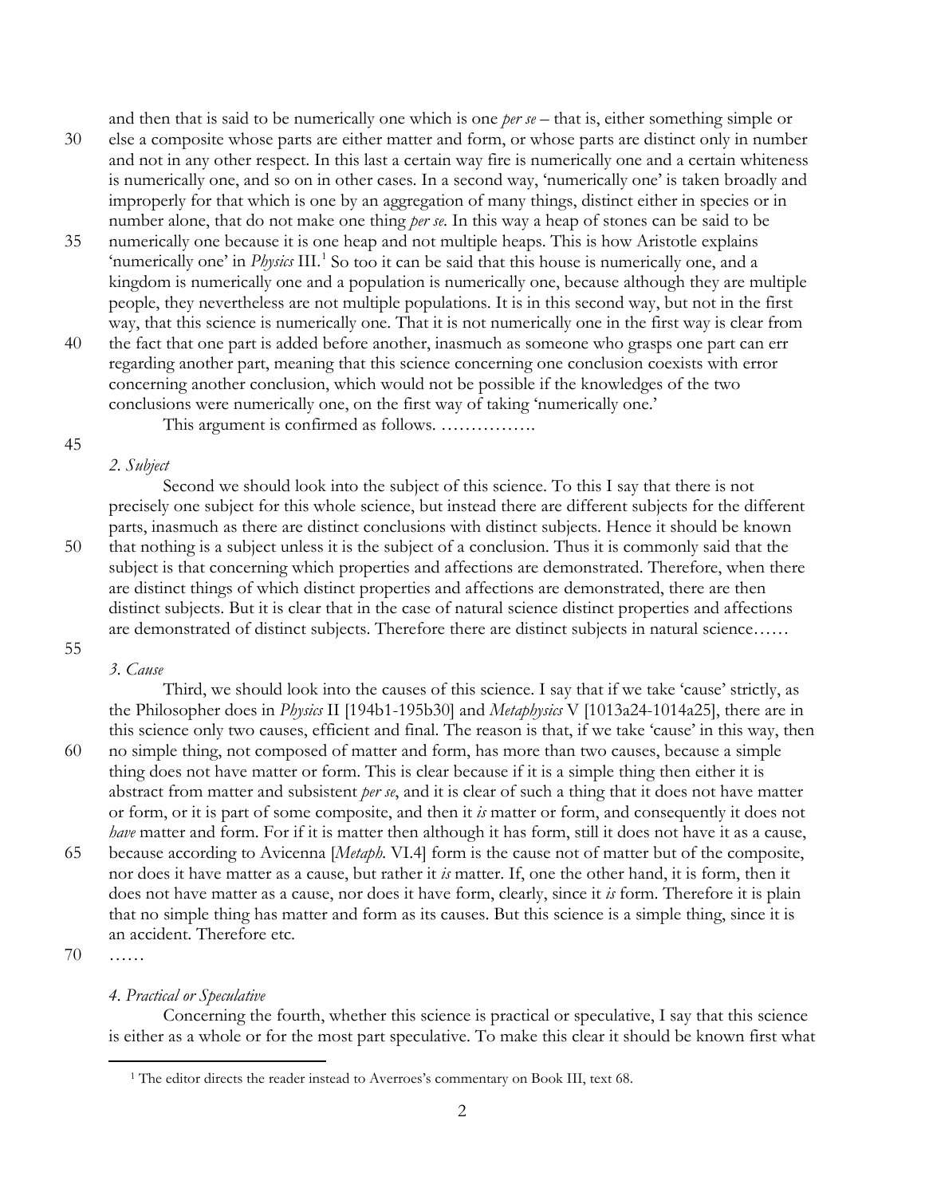and then that is said to be numerically one which is one *per se* – that is, either something simple or else a composite whose parts are either matter and form, or whose parts are distinct only in number and not in any other respect. In this last a certain way fire is numerically one and a certain whiteness is numerically one, and so on in other cases. In a second way, 'numerically one' is taken broadly and improperly for that which is one by an aggregation of many things, distinct either in species or in number alone, that do not make one thing *per se*. In this way a heap of stones can be said to be numerically one because it is one heap and not multiple heaps. This is how Aristotle explains 'numerically one' in *Physics* III.[1] So too it can be said that this house is numerically one, and a kingdom is numerically one and a population is numerically one, because although they are multiple people, they nevertheless are not multiple populations. It is in this second way, but not in the first way, that this science is numerically one. That it is not numerically one in the first way is clear from the fact that one part is added before another, inasmuch as someone who grasps one part can err regarding another part, meaning that this science concerning one conclusion coexists with error concerning another conclusion, which would not be possible if the knowledges of the two conclusions were numerically one, on the first way of taking 'numerically one.'

This argument is confirmed as follows. …………….

### *2. Subject*

Second we should look into the subject of this science. To this I say that there is not precisely one subject for this whole science, but instead there are different subjects for the different parts, inasmuch as there are distinct conclusions with distinct subjects. Hence it should be known that nothing is a subject unless it is the subject of a conclusion. Thus it is commonly said that the subject is that concerning which properties and affections are demonstrated. Therefore, when there are distinct things of which distinct properties and affections are demonstrated, there are then distinct subjects. But it is clear that in the case of natural science distinct properties and affections are demonstrated of distinct subjects. Therefore there are distinct subjects in natural science……

### *3. Cause*

Third, we should look into the causes of this science. I say that if we take 'cause' strictly, as the Philosopher does in *Physics* II [194b1-195b30] and *Metaphysics* V [1013a24-1014a25], there are in this science only two causes, efficient and final. The reason is that, if we take 'cause' in this way, then no simple thing, not composed of matter and form, has more than two causes, because a simple thing does not have matter or form. This is clear because if it is a simple thing then either it is abstract from matter and subsistent *per se*, and it is clear of such a thing that it does not have matter or form, or it is part of some composite, and then it *is* matter or form, and consequently it does not *have* matter and form. For if it is matter then although it has form, still it does not have it as a cause, because according to Avicenna [*Metaph.* VI.4] form is the cause not of matter but of the composite, nor does it have matter as a cause, but rather it *is* matter. If, one the other hand, it is form, then it does not have matter as a cause, nor does it have form, clearly, since it *is* form. Therefore it is plain that no simple thing has matter and form as its causes. But this science is a simple thing, since it is an accident. Therefore etc.

……

### *4. Practical or Speculative*

Concerning the fourth, whether this science is practical or speculative, I say that this science is either as a whole or for the most part speculative. To make this clear it should be known first what

---

[1] The editor directs the reader instead to Averroes's commentary on Book III, text 68.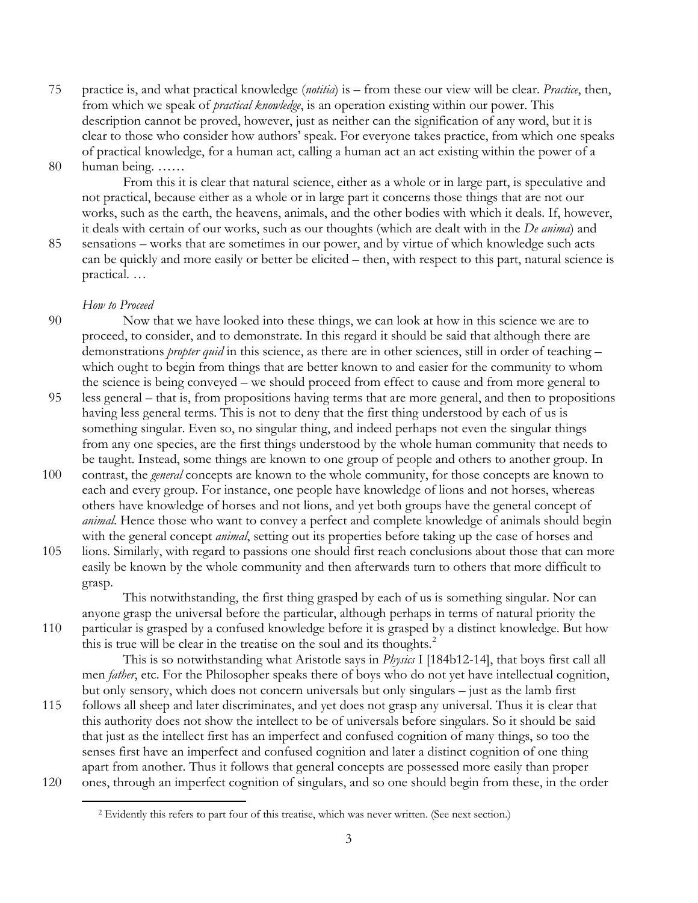practice is, and what practical knowledge (*notitia*) is – from these our view will be clear. *Practice*, then, from which we speak of *practical knowledge*, is an operation existing within our power. This description cannot be proved, however, just as neither can the signification of any word, but it is clear to those who consider how authors' speak. For everyone takes practice, from which one speaks of practical knowledge, for a human act, calling a human act an act existing within the power of a human being. ……

From this it is clear that natural science, either as a whole or in large part, is speculative and not practical, because either as a whole or in large part it concerns those things that are not our works, such as the earth, the heavens, animals, and the other bodies with which it deals. If, however, it deals with certain of our works, such as our thoughts (which are dealt with in the *De anima*) and sensations – works that are sometimes in our power, and by virtue of which knowledge such acts can be quickly and more easily or better be elicited – then, with respect to this part, natural science is practical. …

*How to Proceed*

Now that we have looked into these things, we can look at how in this science we are to proceed, to consider, and to demonstrate. In this regard it should be said that although there are demonstrations *propter quid* in this science, as there are in other sciences, still in order of teaching – which ought to begin from things that are better known to and easier for the community to whom the science is being conveyed – we should proceed from effect to cause and from more general to less general – that is, from propositions having terms that are more general, and then to propositions having less general terms. This is not to deny that the first thing understood by each of us is something singular. Even so, no singular thing, and indeed perhaps not even the singular things from any one species, are the first things understood by the whole human community that needs to be taught. Instead, some things are known to one group of people and others to another group. In contrast, the *general* concepts are known to the whole community, for those concepts are known to each and every group. For instance, one people have knowledge of lions and not horses, whereas others have knowledge of horses and not lions, and yet both groups have the general concept of *animal*. Hence those who want to convey a perfect and complete knowledge of animals should begin with the general concept *animal*, setting out its properties before taking up the case of horses and lions. Similarly, with regard to passions one should first reach conclusions about those that can more easily be known by the whole community and then afterwards turn to others that more difficult to grasp.

This notwithstanding, the first thing grasped by each of us is something singular. Nor can anyone grasp the universal before the particular, although perhaps in terms of natural priority the particular is grasped by a confused knowledge before it is grasped by a distinct knowledge. But how this is true will be clear in the treatise on the soul and its thoughts.[2]

This is so notwithstanding what Aristotle says in *Physics* I [184b12-14], that boys first call all men *father*, etc. For the Philosopher speaks there of boys who do not yet have intellectual cognition, but only sensory, which does not concern universals but only singulars – just as the lamb first follows all sheep and later discriminates, and yet does not grasp any universal. Thus it is clear that this authority does not show the intellect to be of universals before singulars. So it should be said that just as the intellect first has an imperfect and confused cognition of many things, so too the senses first have an imperfect and confused cognition and later a distinct cognition of one thing apart from another. Thus it follows that general concepts are possessed more easily than proper ones, through an imperfect cognition of singulars, and so one should begin from these, in the order

---

[2] Evidently this refers to part four of this treatise, which was never written. (See next section.)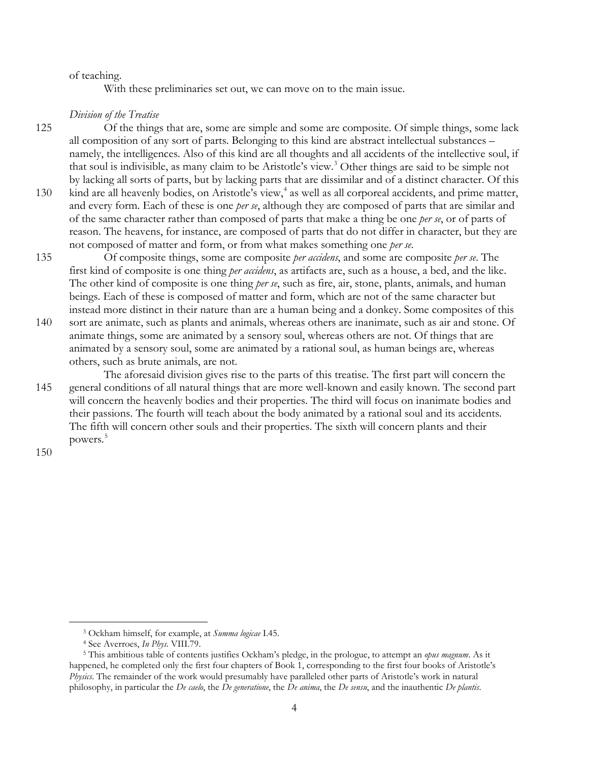of teaching.

With these preliminaries set out, we can move on to the main issue.

### *Division of the Treatise*

Of the things that are, some are simple and some are composite. Of simple things, some lack all composition of any sort of parts. Belonging to this kind are abstract intellectual substances – namely, the intelligences. Also of this kind are all thoughts and all accidents of the intellective soul, if that soul is indivisible, as many claim to be Aristotle's view.[3] Other things are said to be simple not by lacking all sorts of parts, but by lacking parts that are dissimilar and of a distinct character. Of this kind are all heavenly bodies, on Aristotle's view,[4] as well as all corporeal accidents, and prime matter, and every form. Each of these is one *per se*, although they are composed of parts that are similar and of the same character rather than composed of parts that make a thing be one *per se*, or of parts of reason. The heavens, for instance, are composed of parts that do not differ in character, but they are not composed of matter and form, or from what makes something one *per se*.

Of composite things, some are composite *per accidens*, and some are composite *per se*. The first kind of composite is one thing *per accidens*, as artifacts are, such as a house, a bed, and the like. The other kind of composite is one thing *per se*, such as fire, air, stone, plants, animals, and human beings. Each of these is composed of matter and form, which are not of the same character but instead more distinct in their nature than are a human being and a donkey. Some composites of this sort are animate, such as plants and animals, whereas others are inanimate, such as air and stone. Of animate things, some are animated by a sensory soul, whereas others are not. Of things that are animated by a sensory soul, some are animated by a rational soul, as human beings are, whereas others, such as brute animals, are not.

The aforesaid division gives rise to the parts of this treatise. The first part will concern the general conditions of all natural things that are more well-known and easily known. The second part will concern the heavenly bodies and their properties. The third will focus on inanimate bodies and their passions. The fourth will teach about the body animated by a rational soul and its accidents. The fifth will concern other souls and their properties. The sixth will concern plants and their powers.[5]

---

[3] Ockham himself, for example, at *Summa logicae* I.45.

[4] See Averroes, *In Phys.* VIII.79.

[5] This ambitious table of contents justifies Ockham's pledge, in the prologue, to attempt an *opus magnum*. As it happened, he completed only the first four chapters of Book 1, corresponding to the first four books of Aristotle's *Physics*. The remainder of the work would presumably have paralleled other parts of Aristotle's work in natural philosophy, in particular the *De caelo*, the *De generatione*, the *De anima*, the *De sensu*, and the inauthentic *De plantis*.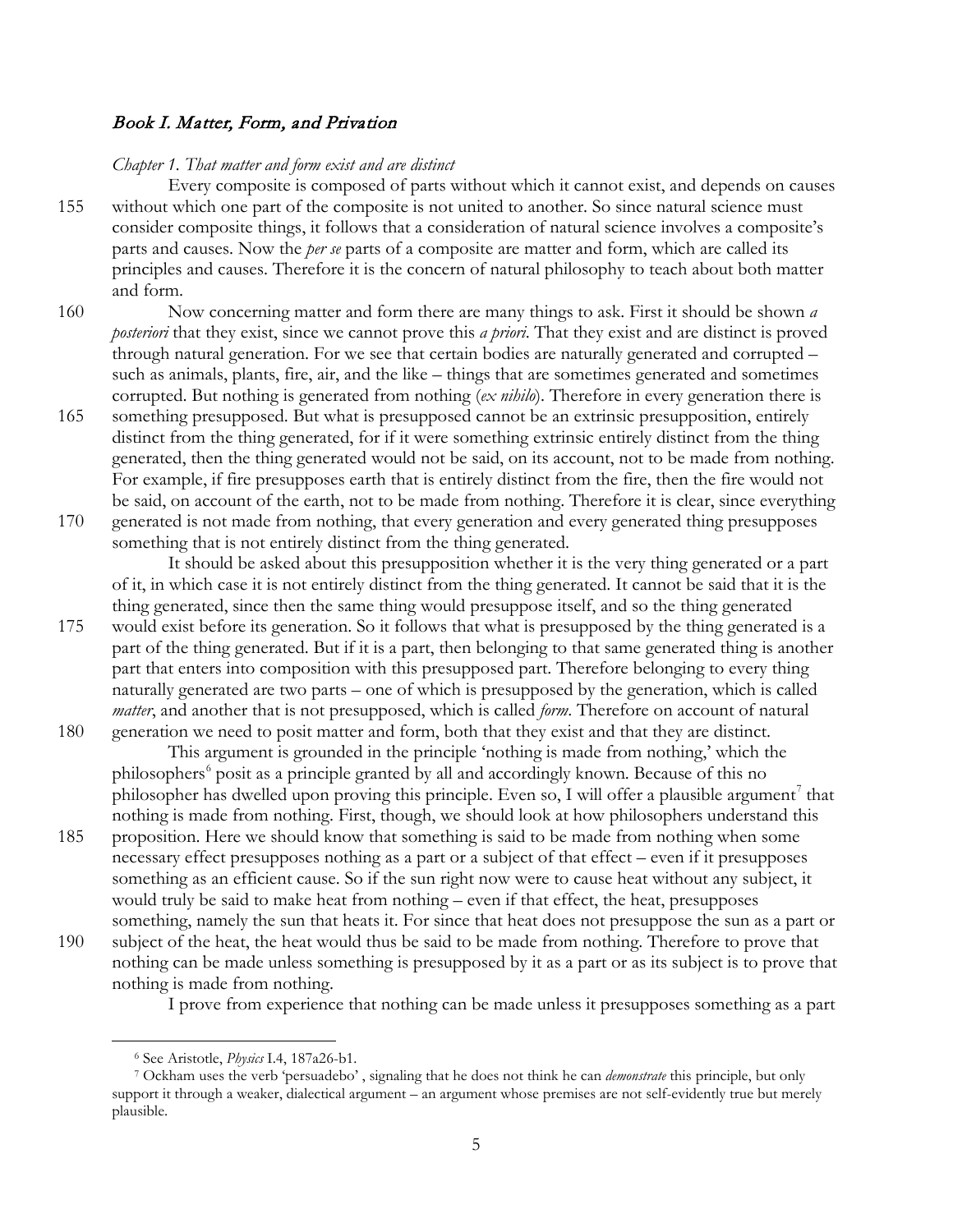## *Book I. Matter, Form, and Privation*

### *Chapter 1. That matter and form exist and are distinct*

Every composite is composed of parts without which it cannot exist, and depends on causes without which one part of the composite is not united to another. So since natural science must consider composite things, it follows that a consideration of natural science involves a composite's parts and causes. Now the *per se* parts of a composite are matter and form, which are called its principles and causes. Therefore it is the concern of natural philosophy to teach about both matter and form.

Now concerning matter and form there are many things to ask. First it should be shown *a posteriori* that they exist, since we cannot prove this *a priori*. That they exist and are distinct is proved through natural generation. For we see that certain bodies are naturally generated and corrupted – such as animals, plants, fire, air, and the like – things that are sometimes generated and sometimes corrupted. But nothing is generated from nothing (*ex nihilo*). Therefore in every generation there is something presupposed. But what is presupposed cannot be an extrinsic presupposition, entirely distinct from the thing generated, for if it were something extrinsic entirely distinct from the thing generated, then the thing generated would not be said, on its account, not to be made from nothing. For example, if fire presupposes earth that is entirely distinct from the fire, then the fire would not be said, on account of the earth, not to be made from nothing. Therefore it is clear, since everything generated is not made from nothing, that every generation and every generated thing presupposes something that is not entirely distinct from the thing generated.

It should be asked about this presupposition whether it is the very thing generated or a part of it, in which case it is not entirely distinct from the thing generated. It cannot be said that it is the thing generated, since then the same thing would presuppose itself, and so the thing generated would exist before its generation. So it follows that what is presupposed by the thing generated is a part of the thing generated. But if it is a part, then belonging to that same generated thing is another part that enters into composition with this presupposed part. Therefore belonging to every thing naturally generated are two parts – one of which is presupposed by the generation, which is called *matter*, and another that is not presupposed, which is called *form*. Therefore on account of natural generation we need to posit matter and form, both that they exist and that they are distinct.

This argument is grounded in the principle 'nothing is made from nothing,' which the philosophers[6] posit as a principle granted by all and accordingly known. Because of this no philosopher has dwelled upon proving this principle. Even so, I will offer a plausible argument[7] that nothing is made from nothing. First, though, we should look at how philosophers understand this proposition. Here we should know that something is said to be made from nothing when some necessary effect presupposes nothing as a part or a subject of that effect – even if it presupposes something as an efficient cause. So if the sun right now were to cause heat without any subject, it would truly be said to make heat from nothing – even if that effect, the heat, presupposes something, namely the sun that heats it. For since that heat does not presuppose the sun as a part or subject of the heat, the heat would thus be said to be made from nothing. Therefore to prove that nothing can be made unless something is presupposed by it as a part or as its subject is to prove that nothing is made from nothing.

I prove from experience that nothing can be made unless it presupposes something as a part

---

[6] See Aristotle, *Physics* I.4, 187a26-b1.

[7] Ockham uses the verb 'persuadebo' , signaling that he does not think he can *demonstrate* this principle, but only support it through a weaker, dialectical argument – an argument whose premises are not self-evidently true but merely plausible.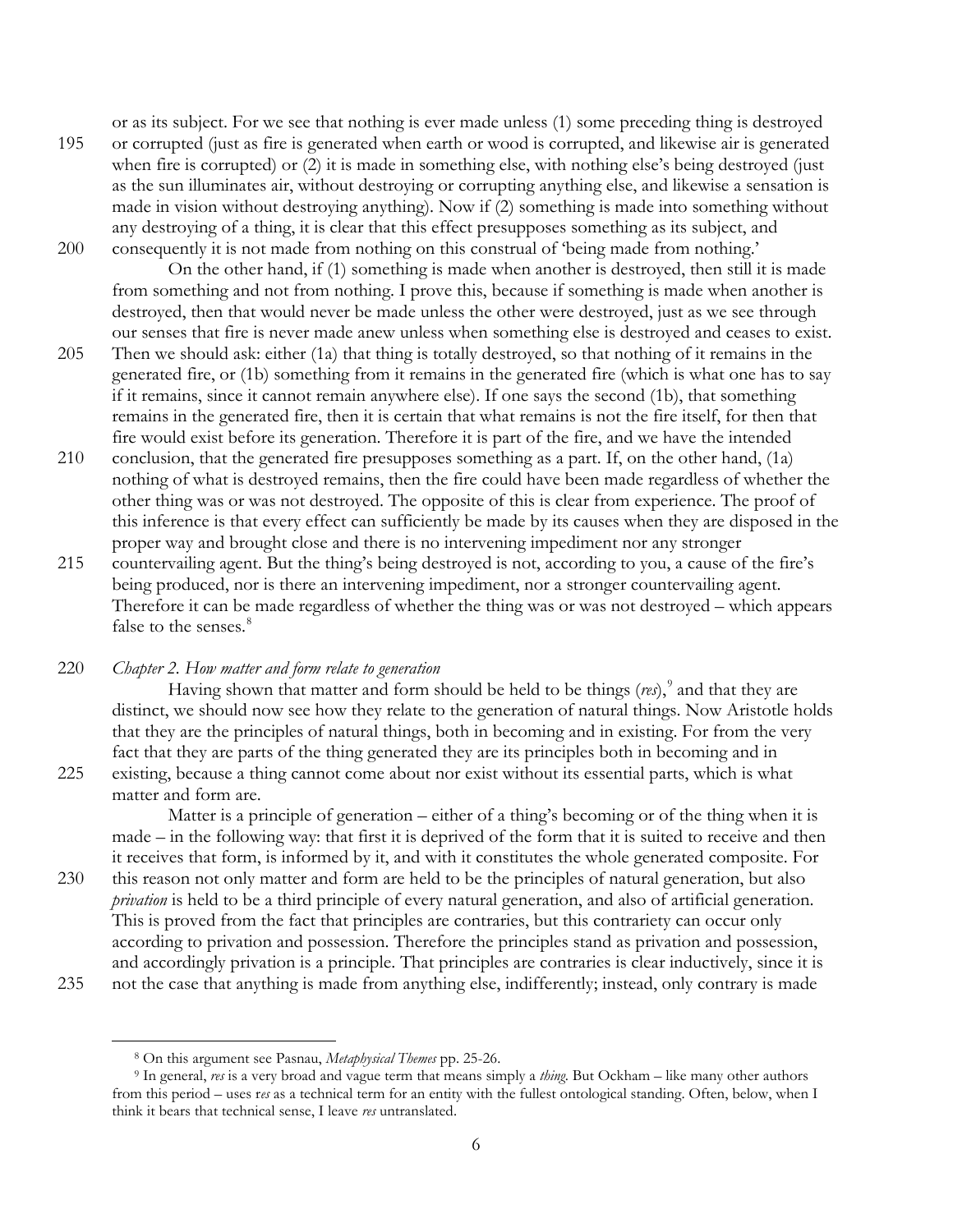or as its subject. For we see that nothing is ever made unless (1) some preceding thing is destroyed or corrupted (just as fire is generated when earth or wood is corrupted, and likewise air is generated when fire is corrupted) or (2) it is made in something else, with nothing else's being destroyed (just as the sun illuminates air, without destroying or corrupting anything else, and likewise a sensation is made in vision without destroying anything). Now if (2) something is made into something without any destroying of a thing, it is clear that this effect presupposes something as its subject, and consequently it is not made from nothing on this construal of 'being made from nothing.'

On the other hand, if (1) something is made when another is destroyed, then still it is made from something and not from nothing. I prove this, because if something is made when another is destroyed, then that would never be made unless the other were destroyed, just as we see through our senses that fire is never made anew unless when something else is destroyed and ceases to exist. Then we should ask: either (1a) that thing is totally destroyed, so that nothing of it remains in the generated fire, or (1b) something from it remains in the generated fire (which is what one has to say if it remains, since it cannot remain anywhere else). If one says the second (1b), that something remains in the generated fire, then it is certain that what remains is not the fire itself, for then that fire would exist before its generation. Therefore it is part of the fire, and we have the intended conclusion, that the generated fire presupposes something as a part. If, on the other hand, (1a) nothing of what is destroyed remains, then the fire could have been made regardless of whether the other thing was or was not destroyed. The opposite of this is clear from experience. The proof of this inference is that every effect can sufficiently be made by its causes when they are disposed in the proper way and brought close and there is no intervening impediment nor any stronger countervailing agent. But the thing's being destroyed is not, according to you, a cause of the fire's being produced, nor is there an intervening impediment, nor a stronger countervailing agent. Therefore it can be made regardless of whether the thing was or was not destroyed – which appears false to the senses.[8]

*Chapter 2. How matter and form relate to generation*

Having shown that matter and form should be held to be things (*res*),[9] and that they are distinct, we should now see how they relate to the generation of natural things. Now Aristotle holds that they are the principles of natural things, both in becoming and in existing. For from the very fact that they are parts of the thing generated they are its principles both in becoming and in existing, because a thing cannot come about nor exist without its essential parts, which is what matter and form are.

Matter is a principle of generation – either of a thing's becoming or of the thing when it is made – in the following way: that first it is deprived of the form that it is suited to receive and then it receives that form, is informed by it, and with it constitutes the whole generated composite. For this reason not only matter and form are held to be the principles of natural generation, but also *privation* is held to be a third principle of every natural generation, and also of artificial generation. This is proved from the fact that principles are contraries, but this contrariety can occur only according to privation and possession. Therefore the principles stand as privation and possession, and accordingly privation is a principle. That principles are contraries is clear inductively, since it is not the case that anything is made from anything else, indifferently; instead, only contrary is made

---

[8] On this argument see Pasnau, *Metaphysical Themes* pp. 25-26.

[9] In general, *res* is a very broad and vague term that means simply a *thing*. But Ockham – like many other authors from this period – uses r*es* as a technical term for an entity with the fullest ontological standing. Often, below, when I think it bears that technical sense, I leave *res* untranslated.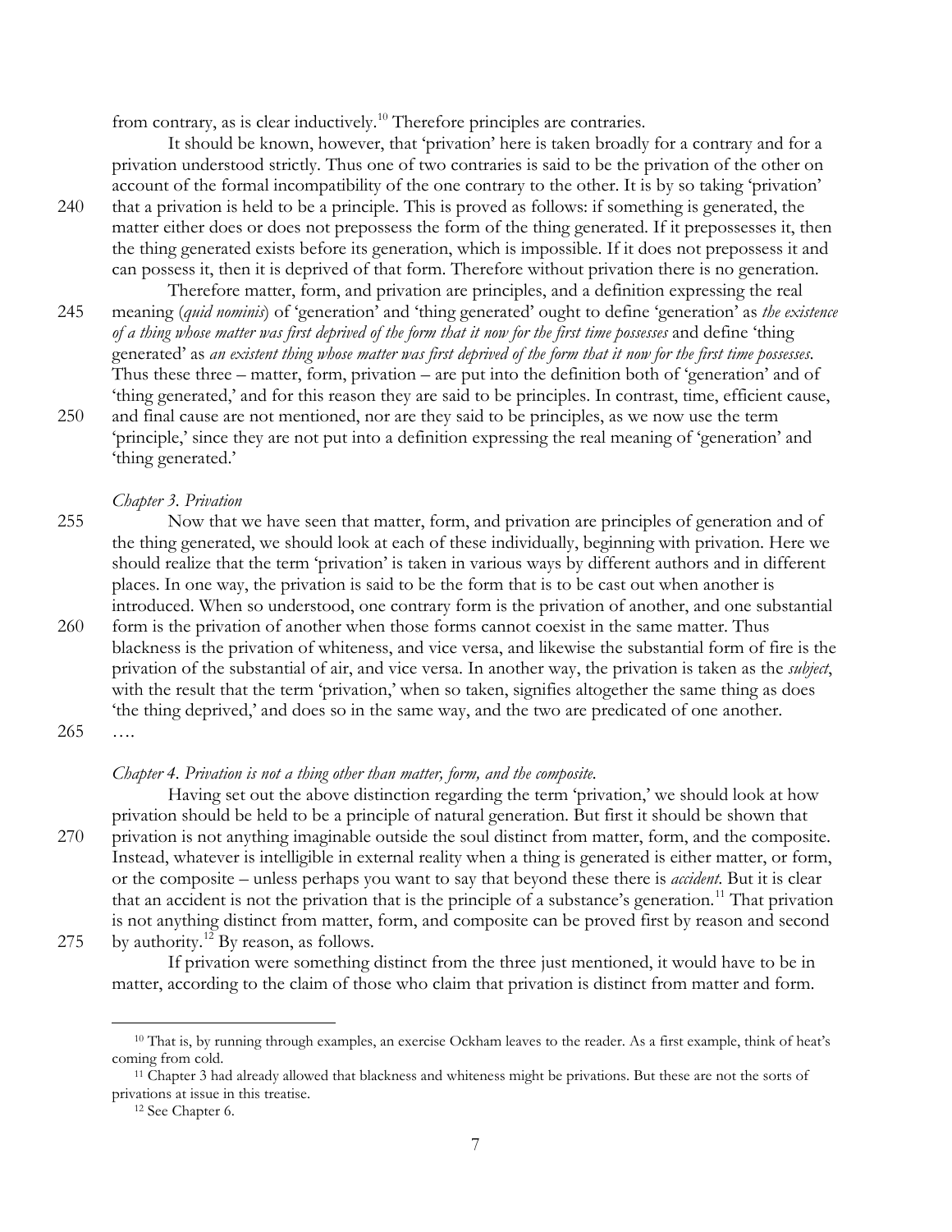from contrary, as is clear inductively.[10] Therefore principles are contraries.

It should be known, however, that 'privation' here is taken broadly for a contrary and for a privation understood strictly. Thus one of two contraries is said to be the privation of the other on account of the formal incompatibility of the one contrary to the other. It is by so taking 'privation' that a privation is held to be a principle. This is proved as follows: if something is generated, the matter either does or does not prepossess the form of the thing generated. If it prepossesses it, then the thing generated exists before its generation, which is impossible. If it does not prepossess it and can possess it, then it is deprived of that form. Therefore without privation there is no generation.

Therefore matter, form, and privation are principles, and a definition expressing the real meaning (*quid nominis*) of 'generation' and 'thing generated' ought to define 'generation' as *the existence of a thing whose matter was first deprived of the form that it now for the first time possesses* and define 'thing generated' as *an existent thing whose matter was first deprived of the form that it now for the first time possesses*. Thus these three – matter, form, privation – are put into the definition both of 'generation' and of 'thing generated,' and for this reason they are said to be principles. In contrast, time, efficient cause, and final cause are not mentioned, nor are they said to be principles, as we now use the term 'principle,' since they are not put into a definition expressing the real meaning of 'generation' and 'thing generated.'

*Chapter 3. Privation*

Now that we have seen that matter, form, and privation are principles of generation and of the thing generated, we should look at each of these individually, beginning with privation. Here we should realize that the term 'privation' is taken in various ways by different authors and in different places. In one way, the privation is said to be the form that is to be cast out when another is introduced. When so understood, one contrary form is the privation of another, and one substantial form is the privation of another when those forms cannot coexist in the same matter. Thus blackness is the privation of whiteness, and vice versa, and likewise the substantial form of fire is the privation of the substantial of air, and vice versa. In another way, the privation is taken as the *subject*, with the result that the term 'privation,' when so taken, signifies altogether the same thing as does 'the thing deprived,' and does so in the same way, and the two are predicated of one another.

….

*Chapter 4. Privation is not a thing other than matter, form, and the composite.*

Having set out the above distinction regarding the term 'privation,' we should look at how privation should be held to be a principle of natural generation. But first it should be shown that privation is not anything imaginable outside the soul distinct from matter, form, and the composite. Instead, whatever is intelligible in external reality when a thing is generated is either matter, or form, or the composite – unless perhaps you want to say that beyond these there is *accident*. But it is clear that an accident is not the privation that is the principle of a substance's generation.[11] That privation is not anything distinct from matter, form, and composite can be proved first by reason and second by authority.[12] By reason, as follows.

If privation were something distinct from the three just mentioned, it would have to be in matter, according to the claim of those who claim that privation is distinct from matter and form.

---

[10] That is, by running through examples, an exercise Ockham leaves to the reader. As a first example, think of heat's coming from cold.

[11] Chapter 3 had already allowed that blackness and whiteness might be privations. But these are not the sorts of privations at issue in this treatise.

[12] See Chapter 6.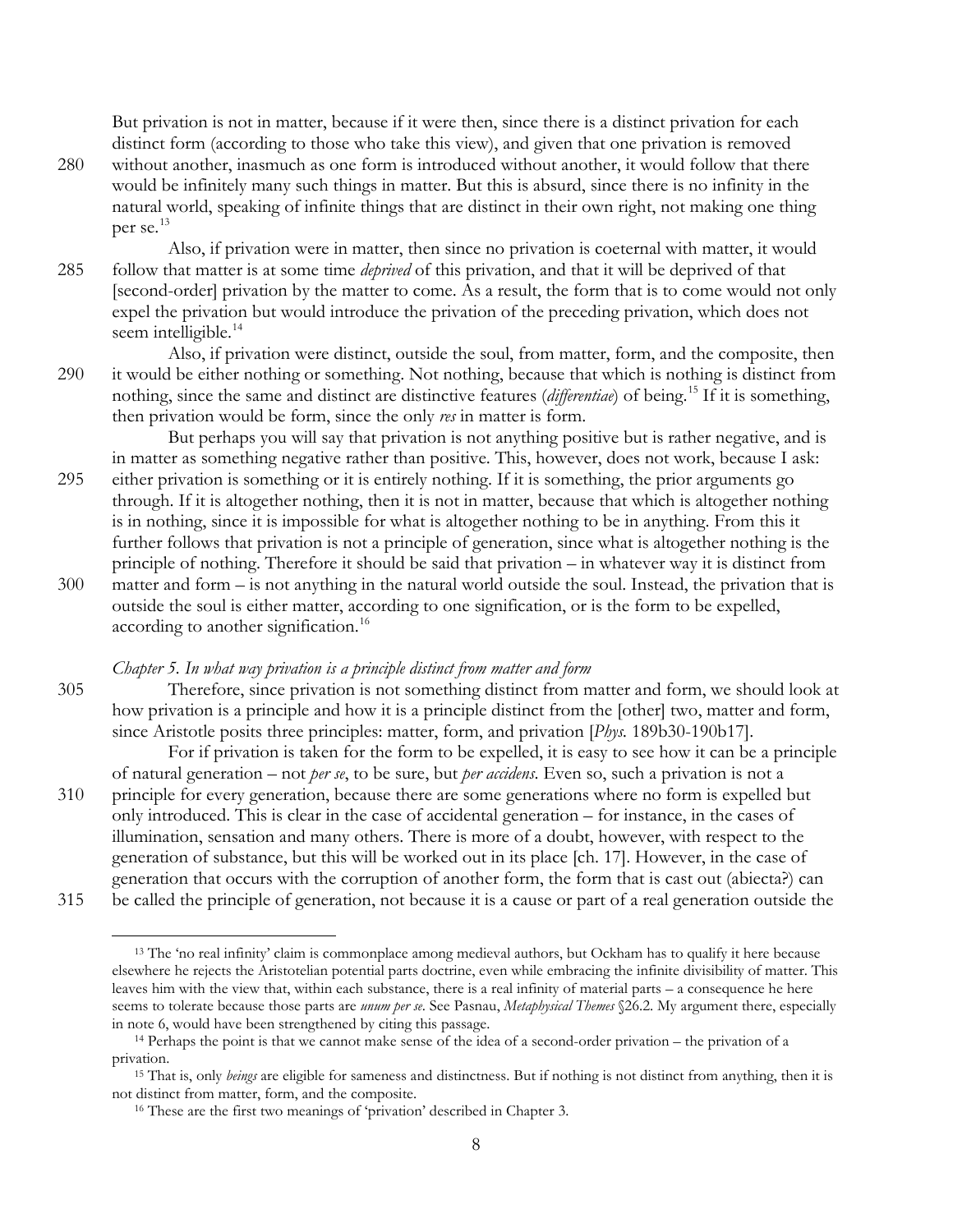But privation is not in matter, because if it were then, since there is a distinct privation for each distinct form (according to those who take this view), and given that one privation is removed without another, inasmuch as one form is introduced without another, it would follow that there would be infinitely many such things in matter. But this is absurd, since there is no infinity in the natural world, speaking of infinite things that are distinct in their own right, not making one thing per se.[13]

Also, if privation were in matter, then since no privation is coeternal with matter, it would follow that matter is at some time *deprived* of this privation, and that it will be deprived of that [second-order] privation by the matter to come. As a result, the form that is to come would not only expel the privation but would introduce the privation of the preceding privation, which does not seem intelligible.[14]

Also, if privation were distinct, outside the soul, from matter, form, and the composite, then it would be either nothing or something. Not nothing, because that which is nothing is distinct from nothing, since the same and distinct are distinctive features (*differentiae*) of being.[15] If it is something, then privation would be form, since the only *res* in matter is form.

But perhaps you will say that privation is not anything positive but is rather negative, and is in matter as something negative rather than positive. This, however, does not work, because I ask: either privation is something or it is entirely nothing. If it is something, the prior arguments go through. If it is altogether nothing, then it is not in matter, because that which is altogether nothing is in nothing, since it is impossible for what is altogether nothing to be in anything. From this it further follows that privation is not a principle of generation, since what is altogether nothing is the principle of nothing. Therefore it should be said that privation – in whatever way it is distinct from matter and form – is not anything in the natural world outside the soul. Instead, the privation that is outside the soul is either matter, according to one signification, or is the form to be expelled, according to another signification.[16]

### *Chapter 5. In what way privation is a principle distinct from matter and form*

Therefore, since privation is not something distinct from matter and form, we should look at how privation is a principle and how it is a principle distinct from the [other] two, matter and form, since Aristotle posits three principles: matter, form, and privation [*Phys.* 189b30-190b17].

For if privation is taken for the form to be expelled, it is easy to see how it can be a principle of natural generation – not *per se*, to be sure, but *per accidens*. Even so, such a privation is not a principle for every generation, because there are some generations where no form is expelled but only introduced. This is clear in the case of accidental generation – for instance, in the cases of illumination, sensation and many others. There is more of a doubt, however, with respect to the generation of substance, but this will be worked out in its place [ch. 17]. However, in the case of generation that occurs with the corruption of another form, the form that is cast out (abiecta?) can be called the principle of generation, not because it is a cause or part of a real generation outside the

---

[13] The 'no real infinity' claim is commonplace among medieval authors, but Ockham has to qualify it here because elsewhere he rejects the Aristotelian potential parts doctrine, even while embracing the infinite divisibility of matter. This leaves him with the view that, within each substance, there is a real infinity of material parts – a consequence he here seems to tolerate because those parts are *unum per se*. See Pasnau, *Metaphysical Themes* §26.2. My argument there, especially in note 6, would have been strengthened by citing this passage.

[14] Perhaps the point is that we cannot make sense of the idea of a second-order privation – the privation of a privation.

[15] That is, only *beings* are eligible for sameness and distinctness. But if nothing is not distinct from anything, then it is not distinct from matter, form, and the composite.

[16] These are the first two meanings of 'privation' described in Chapter 3.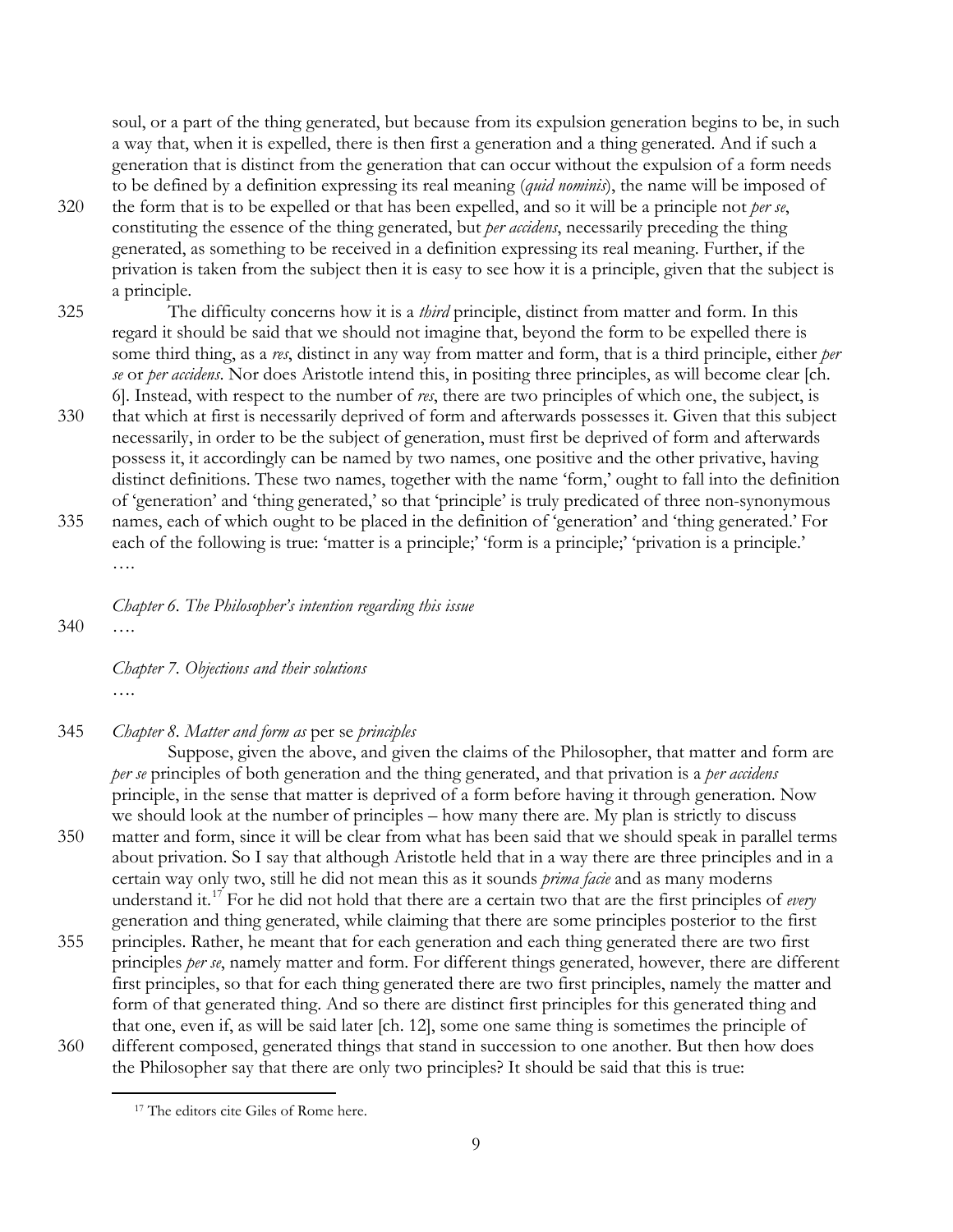soul, or a part of the thing generated, but because from its expulsion generation begins to be, in such a way that, when it is expelled, there is then first a generation and a thing generated. And if such a generation that is distinct from the generation that can occur without the expulsion of a form needs to be defined by a definition expressing its real meaning (*quid nominis*), the name will be imposed of the form that is to be expelled or that has been expelled, and so it will be a principle not *per se*, constituting the essence of the thing generated, but *per accidens*, necessarily preceding the thing generated, as something to be received in a definition expressing its real meaning. Further, if the privation is taken from the subject then it is easy to see how it is a principle, given that the subject is a principle.

The difficulty concerns how it is a *third* principle, distinct from matter and form. In this regard it should be said that we should not imagine that, beyond the form to be expelled there is some third thing, as a *res*, distinct in any way from matter and form, that is a third principle, either *per se* or *per accidens*. Nor does Aristotle intend this, in positing three principles, as will become clear [ch. 6]. Instead, with respect to the number of *res*, there are two principles of which one, the subject, is that which at first is necessarily deprived of form and afterwards possesses it. Given that this subject necessarily, in order to be the subject of generation, must first be deprived of form and afterwards possess it, it accordingly can be named by two names, one positive and the other privative, having distinct definitions. These two names, together with the name 'form,' ought to fall into the definition of 'generation' and 'thing generated,' so that 'principle' is truly predicated of three non-synonymous names, each of which ought to be placed in the definition of 'generation' and 'thing generated.' For each of the following is true: 'matter is a principle;' 'form is a principle;' 'privation is a principle.'
….

*Chapter 6. The Philosopher's intention regarding this issue*

….

*Chapter 7. Objections and their solutions*

….

*Chapter 8. Matter and form as* per se *principles*

Suppose, given the above, and given the claims of the Philosopher, that matter and form are *per se* principles of both generation and the thing generated, and that privation is a *per accidens* principle, in the sense that matter is deprived of a form before having it through generation. Now we should look at the number of principles – how many there are. My plan is strictly to discuss matter and form, since it will be clear from what has been said that we should speak in parallel terms about privation. So I say that although Aristotle held that in a way there are three principles and in a certain way only two, still he did not mean this as it sounds *prima facie* and as many moderns understand it.[17] For he did not hold that there are a certain two that are the first principles of *every* generation and thing generated, while claiming that there are some principles posterior to the first principles. Rather, he meant that for each generation and each thing generated there are two first principles *per se*, namely matter and form. For different things generated, however, there are different first principles, so that for each thing generated there are two first principles, namely the matter and form of that generated thing. And so there are distinct first principles for this generated thing and that one, even if, as will be said later [ch. 12], some one same thing is sometimes the principle of different composed, generated things that stand in succession to one another. But then how does the Philosopher say that there are only two principles? It should be said that this is true:

[17] The editors cite Giles of Rome here.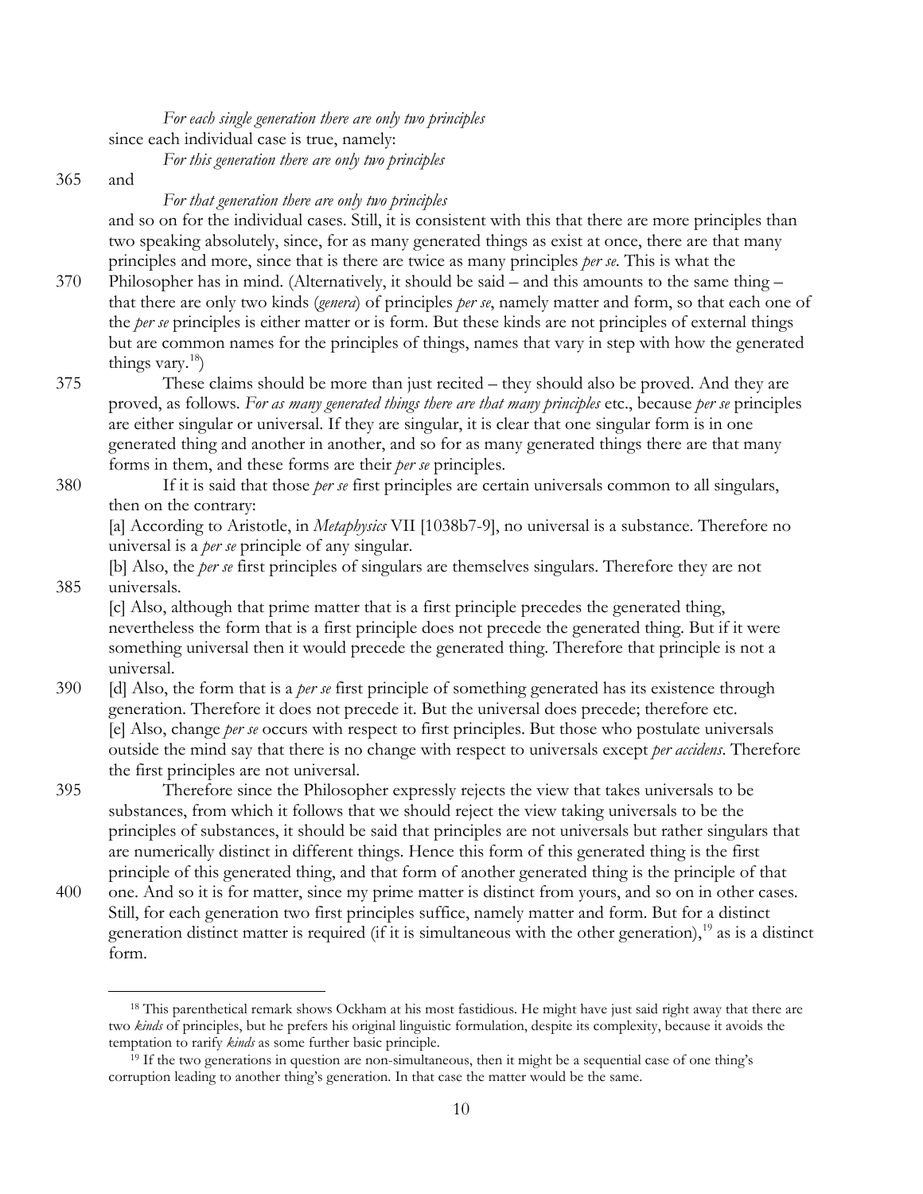*For each single generation there are only two principles*

since each individual case is true, namely:

*For this generation there are only two principles*

and

*For that generation there are only two principles*

and so on for the individual cases. Still, it is consistent with this that there are more principles than two speaking absolutely, since, for as many generated things as exist at once, there are that many principles and more, since that is there are twice as many principles *per se*. This is what the Philosopher has in mind. (Alternatively, it should be said – and this amounts to the same thing – that there are only two kinds (*genera*) of principles *per se*, namely matter and form, so that each one of the *per se* principles is either matter or is form. But these kinds are not principles of external things but are common names for the principles of things, names that vary in step with how the generated things vary.[18])

These claims should be more than just recited – they should also be proved. And they are proved, as follows. *For as many generated things there are that many principles* etc., because *per se* principles are either singular or universal. If they are singular, it is clear that one singular form is in one generated thing and another in another, and so for as many generated things there are that many forms in them, and these forms are their *per se* principles.

If it is said that those *per se* first principles are certain universals common to all singulars, then on the contrary:

[a] According to Aristotle, in *Metaphysics* VII [1038b7-9], no universal is a substance. Therefore no universal is a *per se* principle of any singular.

[b] Also, the *per se* first principles of singulars are themselves singulars. Therefore they are not universals.

[c] Also, although that prime matter that is a first principle precedes the generated thing, nevertheless the form that is a first principle does not precede the generated thing. But if it were something universal then it would precede the generated thing. Therefore that principle is not a universal.

[d] Also, the form that is a *per se* first principle of something generated has its existence through generation. Therefore it does not precede it. But the universal does precede; therefore etc.

[e] Also, change *per se* occurs with respect to first principles. But those who postulate universals outside the mind say that there is no change with respect to universals except *per accidens*. Therefore the first principles are not universal.

Therefore since the Philosopher expressly rejects the view that takes universals to be substances, from which it follows that we should reject the view taking universals to be the principles of substances, it should be said that principles are not universals but rather singulars that are numerically distinct in different things. Hence this form of this generated thing is the first principle of this generated thing, and that form of another generated thing is the principle of that one. And so it is for matter, since my prime matter is distinct from yours, and so on in other cases. Still, for each generation two first principles suffice, namely matter and form. But for a distinct generation distinct matter is required (if it is simultaneous with the other generation),[19] as is a distinct form.

---

[18] This parenthetical remark shows Ockham at his most fastidious. He might have just said right away that there are two *kinds* of principles, but he prefers his original linguistic formulation, despite its complexity, because it avoids the temptation to rarify *kinds* as some further basic principle.

[19] If the two generations in question are non-simultaneous, then it might be a sequential case of one thing's corruption leading to another thing's generation. In that case the matter would be the same.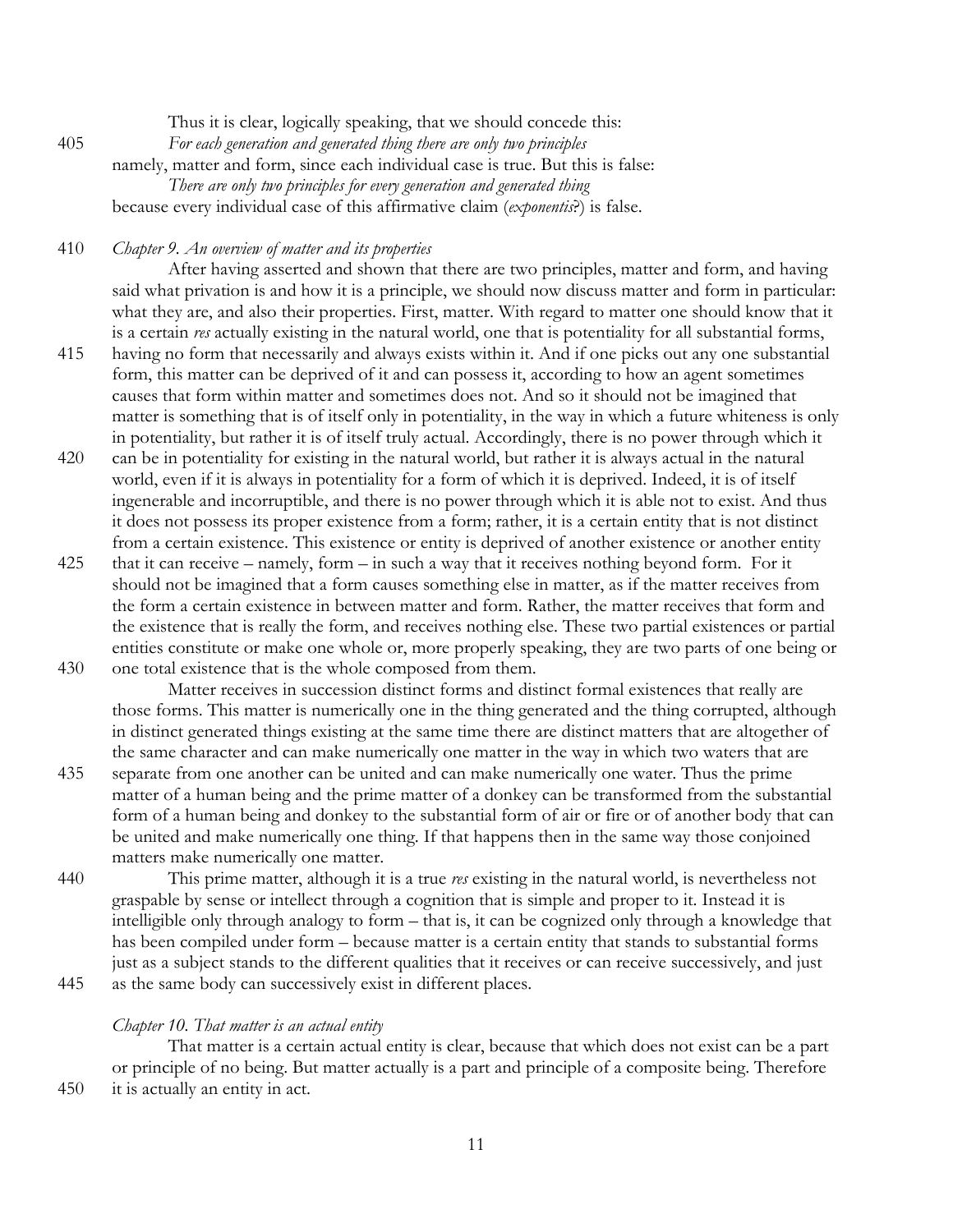Thus it is clear, logically speaking, that we should concede this:

*For each generation and generated thing there are only two principles*

namely, matter and form, since each individual case is true. But this is false:

*There are only two principles for every generation and generated thing*

because every individual case of this affirmative claim (*exponentis*?) is false.

*Chapter 9. An overview of matter and its properties*

After having asserted and shown that there are two principles, matter and form, and having said what privation is and how it is a principle, we should now discuss matter and form in particular: what they are, and also their properties. First, matter. With regard to matter one should know that it is a certain *res* actually existing in the natural world, one that is potentiality for all substantial forms, having no form that necessarily and always exists within it. And if one picks out any one substantial form, this matter can be deprived of it and can possess it, according to how an agent sometimes causes that form within matter and sometimes does not. And so it should not be imagined that matter is something that is of itself only in potentiality, in the way in which a future whiteness is only in potentiality, but rather it is of itself truly actual. Accordingly, there is no power through which it can be in potentiality for existing in the natural world, but rather it is always actual in the natural world, even if it is always in potentiality for a form of which it is deprived. Indeed, it is of itself ingenerable and incorruptible, and there is no power through which it is able not to exist. And thus it does not possess its proper existence from a form; rather, it is a certain entity that is not distinct from a certain existence. This existence or entity is deprived of another existence or another entity that it can receive – namely, form – in such a way that it receives nothing beyond form. For it should not be imagined that a form causes something else in matter, as if the matter receives from the form a certain existence in between matter and form. Rather, the matter receives that form and the existence that is really the form, and receives nothing else. These two partial existences or partial entities constitute or make one whole or, more properly speaking, they are two parts of one being or one total existence that is the whole composed from them.

Matter receives in succession distinct forms and distinct formal existences that really are those forms. This matter is numerically one in the thing generated and the thing corrupted, although in distinct generated things existing at the same time there are distinct matters that are altogether of the same character and can make numerically one matter in the way in which two waters that are separate from one another can be united and can make numerically one water. Thus the prime matter of a human being and the prime matter of a donkey can be transformed from the substantial form of a human being and donkey to the substantial form of air or fire or of another body that can be united and make numerically one thing. If that happens then in the same way those conjoined matters make numerically one matter.

This prime matter, although it is a true *res* existing in the natural world, is nevertheless not graspable by sense or intellect through a cognition that is simple and proper to it. Instead it is intelligible only through analogy to form – that is, it can be cognized only through a knowledge that has been compiled under form – because matter is a certain entity that stands to substantial forms just as a subject stands to the different qualities that it receives or can receive successively, and just as the same body can successively exist in different places.

*Chapter 10. That matter is an actual entity*

That matter is a certain actual entity is clear, because that which does not exist can be a part or principle of no being. But matter actually is a part and principle of a composite being. Therefore it is actually an entity in act.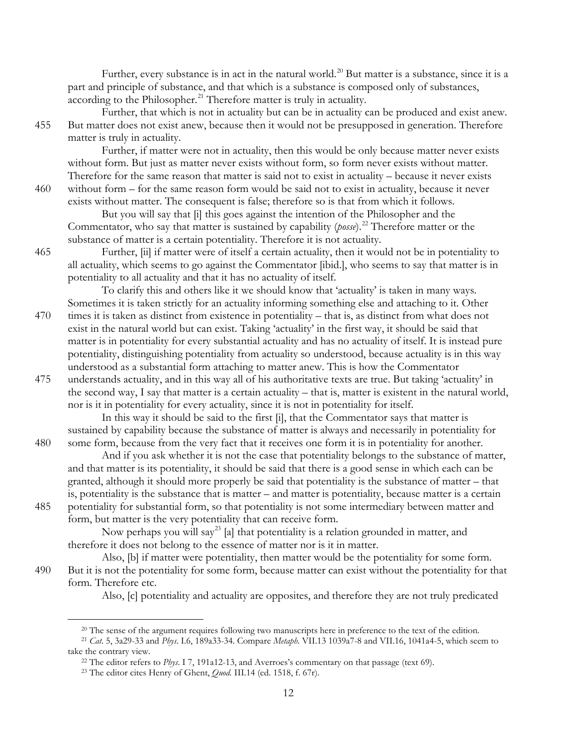Further, every substance is in act in the natural world.[20] But matter is a substance, since it is a part and principle of substance, and that which is a substance is composed only of substances, according to the Philosopher.[21] Therefore matter is truly in actuality.

Further, that which is not in actuality but can be in actuality can be produced and exist anew. 455 But matter does not exist anew, because then it would not be presupposed in generation. Therefore matter is truly in actuality.

Further, if matter were not in actuality, then this would be only because matter never exists without form. But just as matter never exists without form, so form never exists without matter. Therefore for the same reason that matter is said not to exist in actuality – because it never exists 460 without form – for the same reason form would be said not to exist in actuality, because it never exists without matter. The consequent is false; therefore so is that from which it follows.

But you will say that [i] this goes against the intention of the Philosopher and the Commentator, who say that matter is sustained by capability (*posse*).[22] Therefore matter or the substance of matter is a certain potentiality. Therefore it is not actuality.

465 Further, [ii] if matter were of itself a certain actuality, then it would not be in potentiality to all actuality, which seems to go against the Commentator [ibid.], who seems to say that matter is in potentiality to all actuality and that it has no actuality of itself.

To clarify this and others like it we should know that 'actuality' is taken in many ways. Sometimes it is taken strictly for an actuality informing something else and attaching to it. Other 470 times it is taken as distinct from existence in potentiality – that is, as distinct from what does not exist in the natural world but can exist. Taking 'actuality' in the first way, it should be said that matter is in potentiality for every substantial actuality and has no actuality of itself. It is instead pure potentiality, distinguishing potentiality from actuality so understood, because actuality is in this way understood as a substantial form attaching to matter anew. This is how the Commentator 475 understands actuality, and in this way all of his authoritative texts are true. But taking 'actuality' in the second way, I say that matter is a certain actuality – that is, matter is existent in the natural world, nor is it in potentiality for every actuality, since it is not in potentiality for itself.

In this way it should be said to the first [i], that the Commentator says that matter is sustained by capability because the substance of matter is always and necessarily in potentiality for 480 some form, because from the very fact that it receives one form it is in potentiality for another.

And if you ask whether it is not the case that potentiality belongs to the substance of matter, and that matter is its potentiality, it should be said that there is a good sense in which each can be granted, although it should more properly be said that potentiality is the substance of matter – that is, potentiality is the substance that is matter – and matter is potentiality, because matter is a certain 485 potentiality for substantial form, so that potentiality is not some intermediary between matter and form, but matter is the very potentiality that can receive form.

Now perhaps you will say[23] [a] that potentiality is a relation grounded in matter, and therefore it does not belong to the essence of matter nor is it in matter.

Also, [b] if matter were potentiality, then matter would be the potentiality for some form. 490 But it is not the potentiality for some form, because matter can exist without the potentiality for that form. Therefore etc.

Also, [c] potentiality and actuality are opposites, and therefore they are not truly predicated

---

[20] The sense of the argument requires following two manuscripts here in preference to the text of the edition.

[21] *Cat.* 5, 3a29-33 and *Phys.* I.6, 189a33-34. Compare *Metaph.* VII.13 1039a7-8 and VII.16, 1041a4-5, which seem to take the contrary view.

[22] The editor refers to *Phys.* I 7, 191a12-13, and Averroes's commentary on that passage (text 69).

[23] The editor cites Henry of Ghent, *Quod.* III.14 (ed. 1518, f. 67r).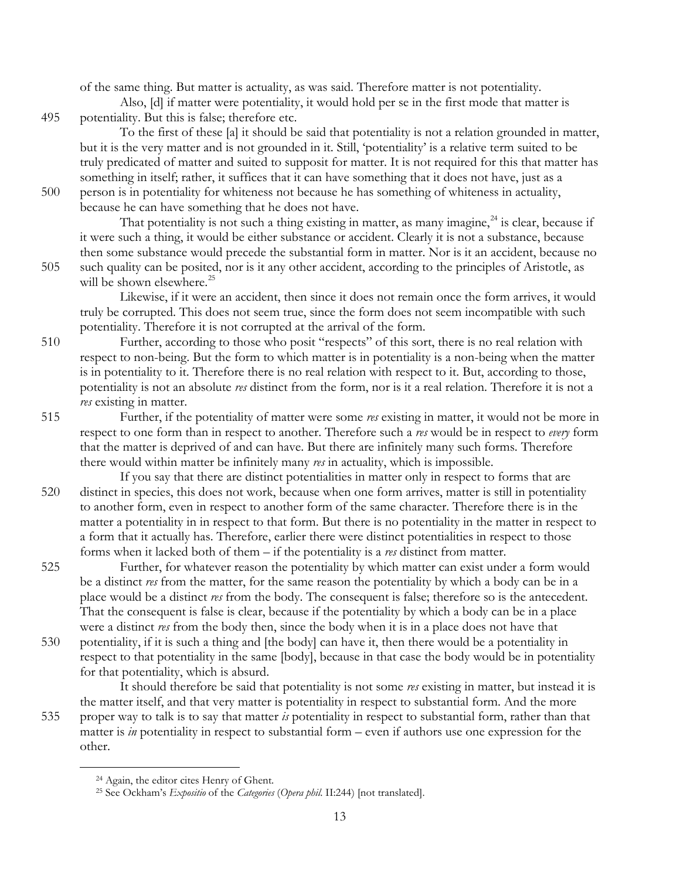of the same thing. But matter is actuality, as was said. Therefore matter is not potentiality.

Also, [d] if matter were potentiality, it would hold per se in the first mode that matter is potentiality. But this is false; therefore etc.

To the first of these [a] it should be said that potentiality is not a relation grounded in matter, but it is the very matter and is not grounded in it. Still, 'potentiality' is a relative term suited to be truly predicated of matter and suited to supposit for matter. It is not required for this that matter has something in itself; rather, it suffices that it can have something that it does not have, just as a person is in potentiality for whiteness not because he has something of whiteness in actuality, because he can have something that he does not have.

That potentiality is not such a thing existing in matter, as many imagine,[24] is clear, because if it were such a thing, it would be either substance or accident. Clearly it is not a substance, because then some substance would precede the substantial form in matter. Nor is it an accident, because no such quality can be posited, nor is it any other accident, according to the principles of Aristotle, as will be shown elsewhere.[25]

Likewise, if it were an accident, then since it does not remain once the form arrives, it would truly be corrupted. This does not seem true, since the form does not seem incompatible with such potentiality. Therefore it is not corrupted at the arrival of the form.

Further, according to those who posit "respects" of this sort, there is no real relation with respect to non-being. But the form to which matter is in potentiality is a non-being when the matter is in potentiality to it. Therefore there is no real relation with respect to it. But, according to those, potentiality is not an absolute *res* distinct from the form, nor is it a real relation. Therefore it is not a *res* existing in matter.

Further, if the potentiality of matter were some *res* existing in matter, it would not be more in respect to one form than in respect to another. Therefore such a *res* would be in respect to *every* form that the matter is deprived of and can have. But there are infinitely many such forms. Therefore there would within matter be infinitely many *res* in actuality, which is impossible.

If you say that there are distinct potentialities in matter only in respect to forms that are distinct in species, this does not work, because when one form arrives, matter is still in potentiality to another form, even in respect to another form of the same character. Therefore there is in the matter a potentiality in in respect to that form. But there is no potentiality in the matter in respect to a form that it actually has. Therefore, earlier there were distinct potentialities in respect to those forms when it lacked both of them – if the potentiality is a *res* distinct from matter.

Further, for whatever reason the potentiality by which matter can exist under a form would be a distinct *res* from the matter, for the same reason the potentiality by which a body can be in a place would be a distinct *res* from the body. The consequent is false; therefore so is the antecedent. That the consequent is false is clear, because if the potentiality by which a body can be in a place were a distinct *res* from the body then, since the body when it is in a place does not have that potentiality, if it is such a thing and [the body] can have it, then there would be a potentiality in respect to that potentiality in the same [body], because in that case the body would be in potentiality for that potentiality, which is absurd.

It should therefore be said that potentiality is not some *res* existing in matter, but instead it is the matter itself, and that very matter is potentiality in respect to substantial form. And the more proper way to talk is to say that matter *is* potentiality in respect to substantial form, rather than that matter is *in* potentiality in respect to substantial form – even if authors use one expression for the other.

---

[24] Again, the editor cites Henry of Ghent.

[25] See Ockham's *Expositio* of the *Categories* (*Opera phil.* II:244) [not translated].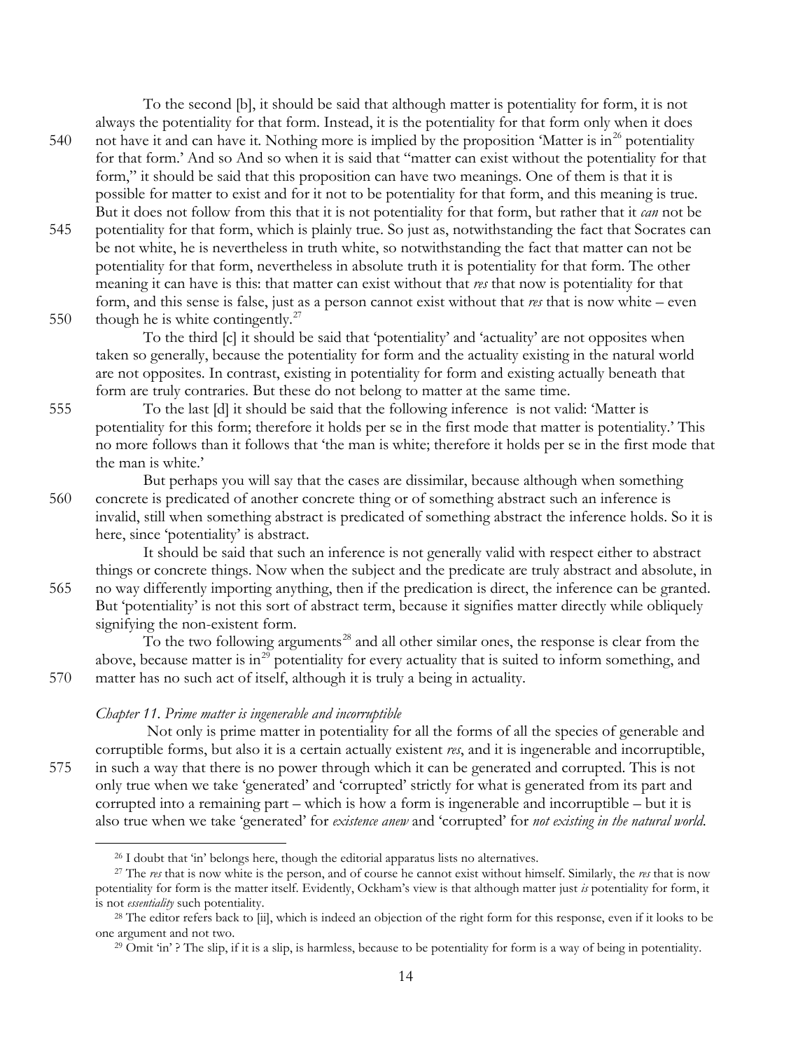To the second [b], it should be said that although matter is potentiality for form, it is not always the potentiality for that form. Instead, it is the potentiality for that form only when it does not have it and can have it. Nothing more is implied by the proposition 'Matter is in[26] potentiality for that form.' And so And so when it is said that "matter can exist without the potentiality for that form," it should be said that this proposition can have two meanings. One of them is that it is possible for matter to exist and for it not to be potentiality for that form, and this meaning is true. But it does not follow from this that it is not potentiality for that form, but rather that it *can* not be potentiality for that form, which is plainly true. So just as, notwithstanding the fact that Socrates can be not white, he is nevertheless in truth white, so notwithstanding the fact that matter can not be potentiality for that form, nevertheless in absolute truth it is potentiality for that form. The other meaning it can have is this: that matter can exist without that *res* that now is potentiality for that form, and this sense is false, just as a person cannot exist without that *res* that is now white – even though he is white contingently.[27]

To the third [c] it should be said that 'potentiality' and 'actuality' are not opposites when taken so generally, because the potentiality for form and the actuality existing in the natural world are not opposites. In contrast, existing in potentiality for form and existing actually beneath that form are truly contraries. But these do not belong to matter at the same time.

To the last [d] it should be said that the following inference is not valid: 'Matter is potentiality for this form; therefore it holds per se in the first mode that matter is potentiality.' This no more follows than it follows that 'the man is white; therefore it holds per se in the first mode that the man is white.'

But perhaps you will say that the cases are dissimilar, because although when something concrete is predicated of another concrete thing or of something abstract such an inference is invalid, still when something abstract is predicated of something abstract the inference holds. So it is here, since 'potentiality' is abstract.

It should be said that such an inference is not generally valid with respect either to abstract things or concrete things. Now when the subject and the predicate are truly abstract and absolute, in no way differently importing anything, then if the predication is direct, the inference can be granted. But 'potentiality' is not this sort of abstract term, because it signifies matter directly while obliquely signifying the non-existent form.

To the two following arguments[28] and all other similar ones, the response is clear from the above, because matter is in[29] potentiality for every actuality that is suited to inform something, and matter has no such act of itself, although it is truly a being in actuality.

### *Chapter 11. Prime matter is ingenerable and incorruptible*

Not only is prime matter in potentiality for all the forms of all the species of generable and corruptible forms, but also it is a certain actually existent *res*, and it is ingenerable and incorruptible, in such a way that there is no power through which it can be generated and corrupted. This is not only true when we take 'generated' and 'corrupted' strictly for what is generated from its part and corrupted into a remaining part – which is how a form is ingenerable and incorruptible – but it is also true when we take 'generated' for *existence anew* and 'corrupted' for *not existing in the natural world*.

---

[26] I doubt that 'in' belongs here, though the editorial apparatus lists no alternatives.

[27] The *res* that is now white is the person, and of course he cannot exist without himself. Similarly, the *res* that is now potentiality for form is the matter itself. Evidently, Ockham's view is that although matter just *is* potentiality for form, it is not *essentiality* such potentiality.

[28] The editor refers back to [ii], which is indeed an objection of the right form for this response, even if it looks to be one argument and not two.

[29] Omit 'in' ? The slip, if it is a slip, is harmless, because to be potentiality for form is a way of being in potentiality.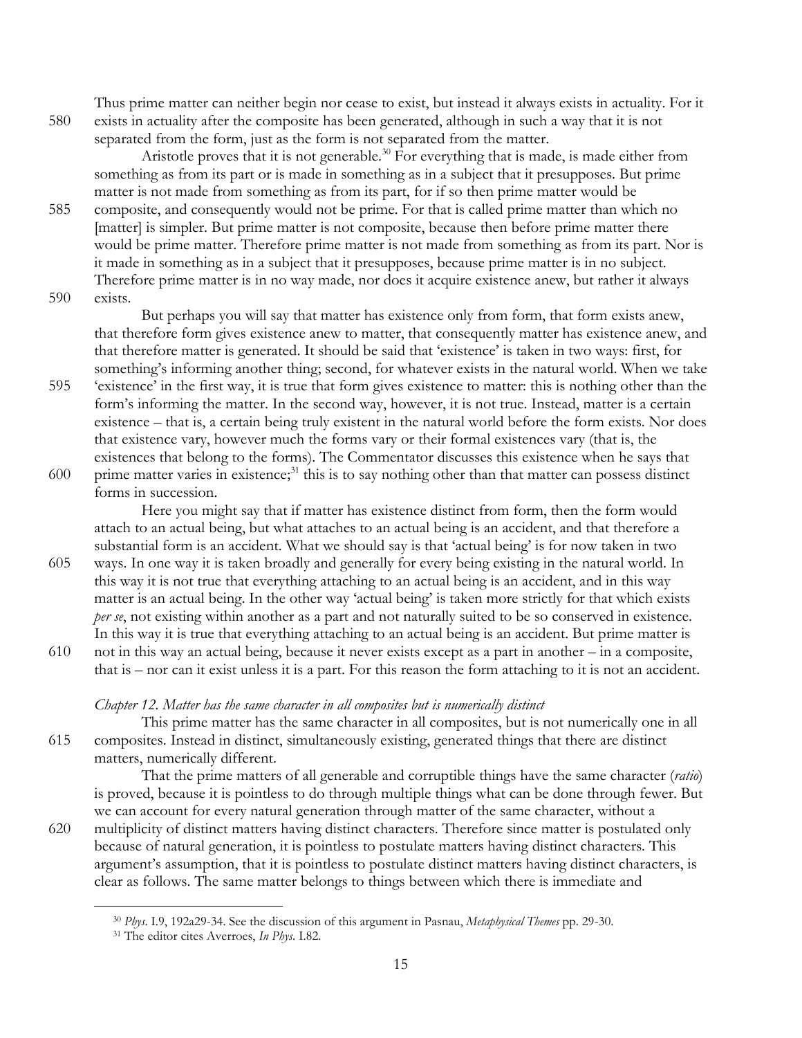Thus prime matter can neither begin nor cease to exist, but instead it always exists in actuality. For it exists in actuality after the composite has been generated, although in such a way that it is not separated from the form, just as the form is not separated from the matter.

Aristotle proves that it is not generable.[30] For everything that is made, is made either from something as from its part or is made in something as in a subject that it presupposes. But prime matter is not made from something as from its part, for if so then prime matter would be composite, and consequently would not be prime. For that is called prime matter than which no [matter] is simpler. But prime matter is not composite, because then before prime matter there would be prime matter. Therefore prime matter is not made from something as from its part. Nor is it made in something as in a subject that it presupposes, because prime matter is in no subject. Therefore prime matter is in no way made, nor does it acquire existence anew, but rather it always exists.

But perhaps you will say that matter has existence only from form, that form exists anew, that therefore form gives existence anew to matter, that consequently matter has existence anew, and that therefore matter is generated. It should be said that 'existence' is taken in two ways: first, for something's informing another thing; second, for whatever exists in the natural world. When we take 'existence' in the first way, it is true that form gives existence to matter: this is nothing other than the form's informing the matter. In the second way, however, it is not true. Instead, matter is a certain existence – that is, a certain being truly existent in the natural world before the form exists. Nor does that existence vary, however much the forms vary or their formal existences vary (that is, the existences that belong to the forms). The Commentator discusses this existence when he says that prime matter varies in existence;[31] this is to say nothing other than that matter can possess distinct forms in succession.

Here you might say that if matter has existence distinct from form, then the form would attach to an actual being, but what attaches to an actual being is an accident, and that therefore a substantial form is an accident. What we should say is that 'actual being' is for now taken in two ways. In one way it is taken broadly and generally for every being existing in the natural world. In this way it is not true that everything attaching to an actual being is an accident, and in this way matter is an actual being. In the other way 'actual being' is taken more strictly for that which exists *per se*, not existing within another as a part and not naturally suited to be so conserved in existence. In this way it is true that everything attaching to an actual being is an accident. But prime matter is not in this way an actual being, because it never exists except as a part in another – in a composite, that is – nor can it exist unless it is a part. For this reason the form attaching to it is not an accident.

### *Chapter 12. Matter has the same character in all composites but is numerically distinct*

This prime matter has the same character in all composites, but is not numerically one in all composites. Instead in distinct, simultaneously existing, generated things that there are distinct matters, numerically different.

That the prime matters of all generable and corruptible things have the same character (*ratio*) is proved, because it is pointless to do through multiple things what can be done through fewer. But we can account for every natural generation through matter of the same character, without a multiplicity of distinct matters having distinct characters. Therefore since matter is postulated only because of natural generation, it is pointless to postulate matters having distinct characters. This argument's assumption, that it is pointless to postulate distinct matters having distinct characters, is clear as follows. The same matter belongs to things between which there is immediate and

---

[30] *Phys.* I.9, 192a29-34. See the discussion of this argument in Pasnau, *Metaphysical Themes* pp. 29-30.

[31] The editor cites Averroes, *In Phys.* I.82.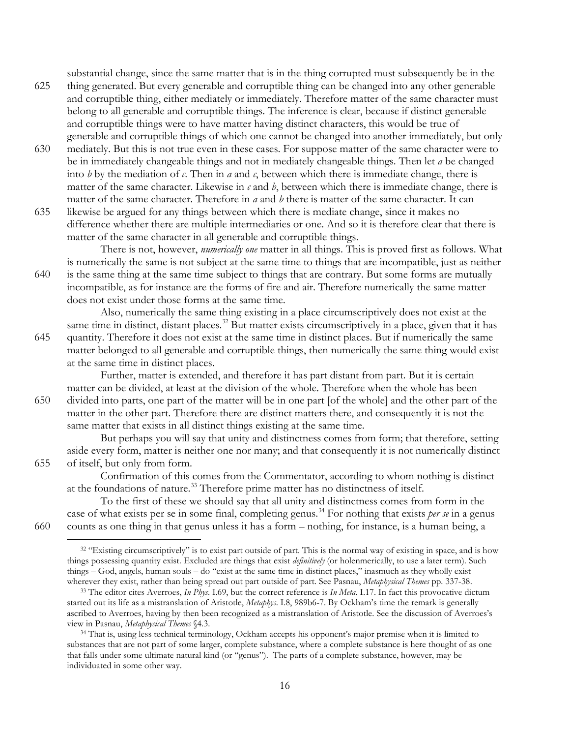substantial change, since the same matter that is in the thing corrupted must subsequently be in the thing generated. But every generable and corruptible thing can be changed into any other generable and corruptible thing, either mediately or immediately. Therefore matter of the same character must belong to all generable and corruptible things. The inference is clear, because if distinct generable and corruptible things were to have matter having distinct characters, this would be true of generable and corruptible things of which one cannot be changed into another immediately, but only mediately. But this is not true even in these cases. For suppose matter of the same character were to be in immediately changeable things and not in mediately changeable things. Then let *a* be changed into *b* by the mediation of *c*. Then in *a* and *c*, between which there is immediate change, there is matter of the same character. Likewise in *c* and *b*, between which there is immediate change, there is matter of the same character. Therefore in *a* and *b* there is matter of the same character. It can likewise be argued for any things between which there is mediate change, since it makes no difference whether there are multiple intermediaries or one. And so it is therefore clear that there is matter of the same character in all generable and corruptible things.

There is not, however, *numerically one* matter in all things. This is proved first as follows. What is numerically the same is not subject at the same time to things that are incompatible, just as neither is the same thing at the same time subject to things that are contrary. But some forms are mutually incompatible, as for instance are the forms of fire and air. Therefore numerically the same matter does not exist under those forms at the same time.

Also, numerically the same thing existing in a place circumscriptively does not exist at the same time in distinct, distant places.[32] But matter exists circumscriptively in a place, given that it has quantity. Therefore it does not exist at the same time in distinct places. But if numerically the same matter belonged to all generable and corruptible things, then numerically the same thing would exist at the same time in distinct places.

Further, matter is extended, and therefore it has part distant from part. But it is certain matter can be divided, at least at the division of the whole. Therefore when the whole has been divided into parts, one part of the matter will be in one part [of the whole] and the other part of the matter in the other part. Therefore there are distinct matters there, and consequently it is not the same matter that exists in all distinct things existing at the same time.

But perhaps you will say that unity and distinctness comes from form; that therefore, setting aside every form, matter is neither one nor many; and that consequently it is not numerically distinct of itself, but only from form.

Confirmation of this comes from the Commentator, according to whom nothing is distinct at the foundations of nature.[33] Therefore prime matter has no distinctness of itself.

To the first of these we should say that all unity and distinctness comes from form in the case of what exists per se in some final, completing genus.[34] For nothing that exists *per se* in a genus counts as one thing in that genus unless it has a form – nothing, for instance, is a human being, a

---

[32] "Existing circumscriptively" is to exist part outside of part. This is the normal way of existing in space, and is how things possessing quantity exist. Excluded are things that exist *definitively* (or holenmerically, to use a later term). Such things – God, angels, human souls – do "exist at the same time in distinct places," inasmuch as they wholly exist wherever they exist, rather than being spread out part outside of part. See Pasnau, *Metaphysical Themes* pp. 337-38.

[33] The editor cites Averroes, *In Phys.* I.69, but the correct reference is *In Meta.* I.17. In fact this provocative dictum started out its life as a mistranslation of Aristotle, *Metaphys.* I.8, 989b6-7. By Ockham's time the remark is generally ascribed to Averroes, having by then been recognized as a mistranslation of Aristotle. See the discussion of Averroes's view in Pasnau, *Metaphysical Themes* §4.3.

[34] That is, using less technical terminology, Ockham accepts his opponent's major premise when it is limited to substances that are not part of some larger, complete substance, where a complete substance is here thought of as one that falls under some ultimate natural kind (or "genus"). The parts of a complete substance, however, may be individuated in some other way.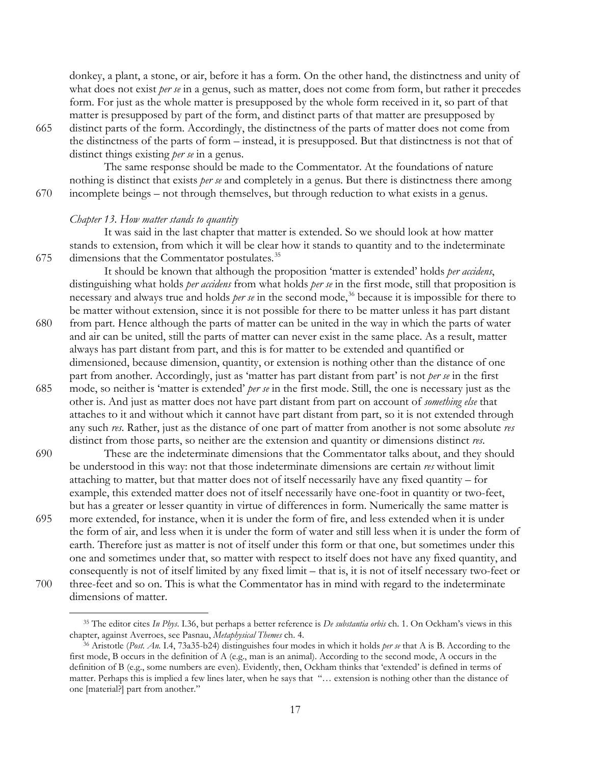donkey, a plant, a stone, or air, before it has a form. On the other hand, the distinctness and unity of what does not exist *per se* in a genus, such as matter, does not come from form, but rather it precedes form. For just as the whole matter is presupposed by the whole form received in it, so part of that matter is presupposed by part of the form, and distinct parts of that matter are presupposed by distinct parts of the form. Accordingly, the distinctness of the parts of matter does not come from the distinctness of the parts of form – instead, it is presupposed. But that distinctness is not that of distinct things existing *per se* in a genus.

The same response should be made to the Commentator. At the foundations of nature nothing is distinct that exists *per se* and completely in a genus. But there is distinctness there among incomplete beings – not through themselves, but through reduction to what exists in a genus.

*Chapter 13. How matter stands to quantity*

It was said in the last chapter that matter is extended. So we should look at how matter stands to extension, from which it will be clear how it stands to quantity and to the indeterminate dimensions that the Commentator postulates.[35]

It should be known that although the proposition 'matter is extended' holds *per accidens*, distinguishing what holds *per accidens* from what holds *per se* in the first mode, still that proposition is necessary and always true and holds *per se* in the second mode,[36] because it is impossible for there to be matter without extension, since it is not possible for there to be matter unless it has part distant from part. Hence although the parts of matter can be united in the way in which the parts of water and air can be united, still the parts of matter can never exist in the same place. As a result, matter always has part distant from part, and this is for matter to be extended and quantified or dimensioned, because dimension, quantity, or extension is nothing other than the distance of one part from another. Accordingly, just as 'matter has part distant from part' is not *per se* in the first mode, so neither is 'matter is extended' *per se* in the first mode. Still, the one is necessary just as the other is. And just as matter does not have part distant from part on account of *something else* that attaches to it and without which it cannot have part distant from part, so it is not extended through any such *res*. Rather, just as the distance of one part of matter from another is not some absolute *res* distinct from those parts, so neither are the extension and quantity or dimensions distinct *res*.

These are the indeterminate dimensions that the Commentator talks about, and they should be understood in this way: not that those indeterminate dimensions are certain *res* without limit attaching to matter, but that matter does not of itself necessarily have any fixed quantity – for example, this extended matter does not of itself necessarily have one-foot in quantity or two-feet, but has a greater or lesser quantity in virtue of differences in form. Numerically the same matter is more extended, for instance, when it is under the form of fire, and less extended when it is under the form of air, and less when it is under the form of water and still less when it is under the form of earth. Therefore just as matter is not of itself under this form or that one, but sometimes under this one and sometimes under that, so matter with respect to itself does not have any fixed quantity, and consequently is not of itself limited by any fixed limit – that is, it is not of itself necessary two-feet or three-feet and so on. This is what the Commentator has in mind with regard to the indeterminate dimensions of matter.

---

[35] The editor cites *In Phys*. I.36, but perhaps a better reference is *De substantia orbis* ch. 1. On Ockham's views in this chapter, against Averroes, see Pasnau, *Metaphysical Themes* ch. 4.

[36] Aristotle (*Post. An.* I.4, 73a35-b24) distinguishes four modes in which it holds *per se* that A is B. According to the first mode, B occurs in the definition of A (e.g., man is an animal). According to the second mode, A occurs in the definition of B (e.g., some numbers are even). Evidently, then, Ockham thinks that 'extended' is defined in terms of matter. Perhaps this is implied a few lines later, when he says that "… extension is nothing other than the distance of one [material?] part from another."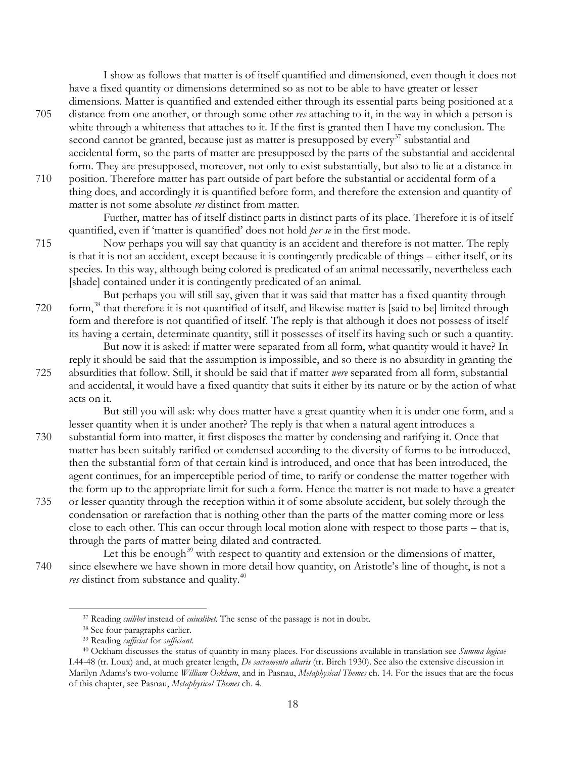I show as follows that matter is of itself quantified and dimensioned, even though it does not have a fixed quantity or dimensions determined so as not to be able to have greater or lesser dimensions. Matter is quantified and extended either through its essential parts being positioned at a distance from one another, or through some other *res* attaching to it, in the way in which a person is white through a whiteness that attaches to it. If the first is granted then I have my conclusion. The second cannot be granted, because just as matter is presupposed by every[37] substantial and accidental form, so the parts of matter are presupposed by the parts of the substantial and accidental form. They are presupposed, moreover, not only to exist substantially, but also to lie at a distance in position. Therefore matter has part outside of part before the substantial or accidental form of a thing does, and accordingly it is quantified before form, and therefore the extension and quantity of matter is not some absolute *res* distinct from matter.

Further, matter has of itself distinct parts in distinct parts of its place. Therefore it is of itself quantified, even if 'matter is quantified' does not hold *per se* in the first mode.

Now perhaps you will say that quantity is an accident and therefore is not matter. The reply is that it is not an accident, except because it is contingently predicable of things – either itself, or its species. In this way, although being colored is predicated of an animal necessarily, nevertheless each [shade] contained under it is contingently predicated of an animal.

But perhaps you will still say, given that it was said that matter has a fixed quantity through form,[38] that therefore it is not quantified of itself, and likewise matter is [said to be] limited through form and therefore is not quantified of itself. The reply is that although it does not possess of itself its having a certain, determinate quantity, still it possesses of itself its having such or such a quantity.

But now it is asked: if matter were separated from all form, what quantity would it have? In reply it should be said that the assumption is impossible, and so there is no absurdity in granting the absurdities that follow. Still, it should be said that if matter *were* separated from all form, substantial and accidental, it would have a fixed quantity that suits it either by its nature or by the action of what acts on it.

But still you will ask: why does matter have a great quantity when it is under one form, and a lesser quantity when it is under another? The reply is that when a natural agent introduces a substantial form into matter, it first disposes the matter by condensing and rarifying it. Once that matter has been suitably rarified or condensed according to the diversity of forms to be introduced, then the substantial form of that certain kind is introduced, and once that has been introduced, the agent continues, for an imperceptible period of time, to rarify or condense the matter together with the form up to the appropriate limit for such a form. Hence the matter is not made to have a greater or lesser quantity through the reception within it of some absolute accident, but solely through the condensation or rarefaction that is nothing other than the parts of the matter coming more or less close to each other. This can occur through local motion alone with respect to those parts – that is, through the parts of matter being dilated and contracted.

Let this be enough[39] with respect to quantity and extension or the dimensions of matter, since elsewhere we have shown in more detail how quantity, on Aristotle's line of thought, is not a *res* distinct from substance and quality.[40]

---

[37] Reading *cuilibet* instead of *cuiuslibet*. The sense of the passage is not in doubt.

[38] See four paragraphs earlier.

[39] Reading *sufficiat* for *sufficiant*.

[40] Ockham discusses the status of quantity in many places. For discussions available in translation see *Summa logicae* I.44-48 (tr. Loux) and, at much greater length, *De sacramento altaris* (tr. Birch 1930). See also the extensive discussion in Marilyn Adams's two-volume *William Ockham*, and in Pasnau, *Metaphysical Themes* ch. 14. For the issues that are the focus of this chapter, see Pasnau, *Metaphysical Themes* ch. 4.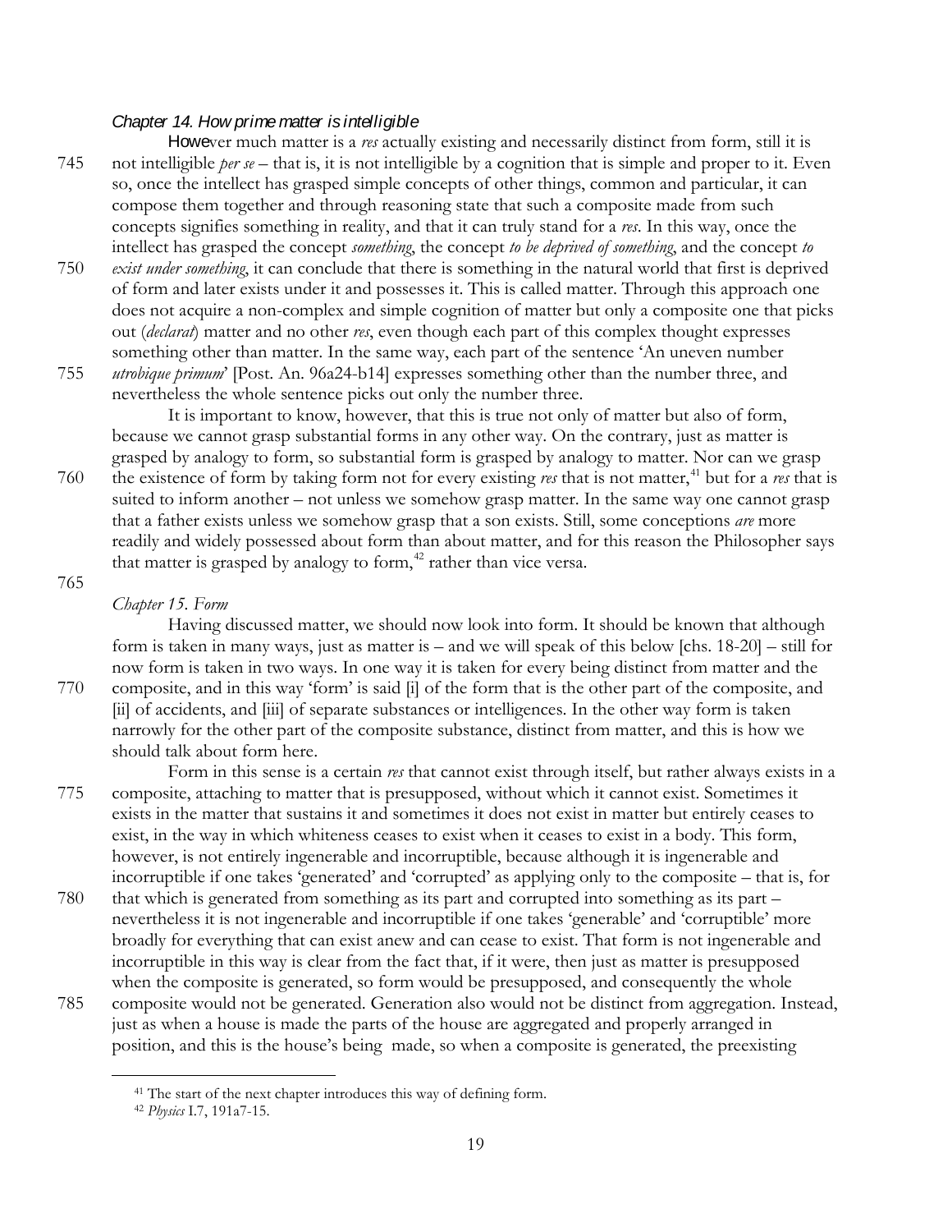### *Chapter 14. How prime matter is intelligible*

However much matter is a *res* actually existing and necessarily distinct from form, still it is not intelligible *per se* – that is, it is not intelligible by a cognition that is simple and proper to it. Even so, once the intellect has grasped simple concepts of other things, common and particular, it can compose them together and through reasoning state that such a composite made from such concepts signifies something in reality, and that it can truly stand for a *res*. In this way, once the intellect has grasped the concept *something*, the concept *to be deprived of something*, and the concept *to exist under something*, it can conclude that there is something in the natural world that first is deprived of form and later exists under it and possesses it. This is called matter. Through this approach one does not acquire a non-complex and simple cognition of matter but only a composite one that picks out (*declarat*) matter and no other *res*, even though each part of this complex thought expresses something other than matter. In the same way, each part of the sentence 'An uneven number *utrobique primum*' [Post. An. 96a24-b14] expresses something other than the number three, and nevertheless the whole sentence picks out only the number three.

It is important to know, however, that this is true not only of matter but also of form, because we cannot grasp substantial forms in any other way. On the contrary, just as matter is grasped by analogy to form, so substantial form is grasped by analogy to matter. Nor can we grasp the existence of form by taking form not for every existing *res* that is not matter,[41] but for a *res* that is suited to inform another – not unless we somehow grasp matter. In the same way one cannot grasp that a father exists unless we somehow grasp that a son exists. Still, some conceptions *are* more readily and widely possessed about form than about matter, and for this reason the Philosopher says that matter is grasped by analogy to form,[42] rather than vice versa.

### *Chapter 15. Form*

Having discussed matter, we should now look into form. It should be known that although form is taken in many ways, just as matter is – and we will speak of this below [chs. 18-20] – still for now form is taken in two ways. In one way it is taken for every being distinct from matter and the composite, and in this way 'form' is said [i] of the form that is the other part of the composite, and [ii] of accidents, and [iii] of separate substances or intelligences. In the other way form is taken narrowly for the other part of the composite substance, distinct from matter, and this is how we should talk about form here.

Form in this sense is a certain *res* that cannot exist through itself, but rather always exists in a composite, attaching to matter that is presupposed, without which it cannot exist. Sometimes it exists in the matter that sustains it and sometimes it does not exist in matter but entirely ceases to exist, in the way in which whiteness ceases to exist when it ceases to exist in a body. This form, however, is not entirely ingenerable and incorruptible, because although it is ingenerable and incorruptible if one takes 'generated' and 'corrupted' as applying only to the composite – that is, for that which is generated from something as its part and corrupted into something as its part – nevertheless it is not ingenerable and incorruptible if one takes 'generable' and 'corruptible' more broadly for everything that can exist anew and can cease to exist. That form is not ingenerable and incorruptible in this way is clear from the fact that, if it were, then just as matter is presupposed when the composite is generated, so form would be presupposed, and consequently the whole composite would not be generated. Generation also would not be distinct from aggregation. Instead, just as when a house is made the parts of the house are aggregated and properly arranged in position, and this is the house's being made, so when a composite is generated, the preexisting

---

[41] The start of the next chapter introduces this way of defining form.

[42] *Physics* I.7, 191a7-15.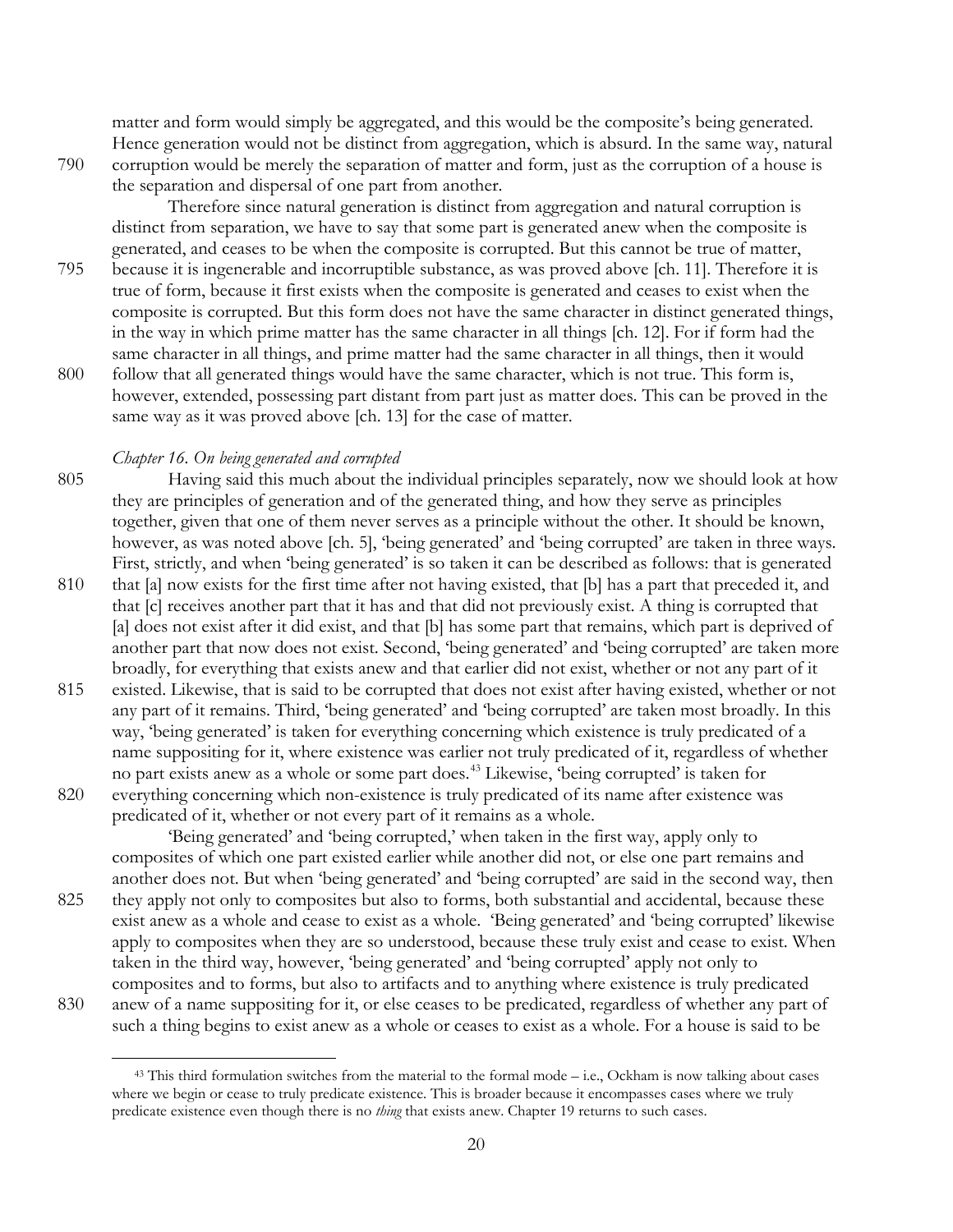matter and form would simply be aggregated, and this would be the composite's being generated. Hence generation would not be distinct from aggregation, which is absurd. In the same way, natural corruption would be merely the separation of matter and form, just as the corruption of a house is the separation and dispersal of one part from another.

Therefore since natural generation is distinct from aggregation and natural corruption is distinct from separation, we have to say that some part is generated anew when the composite is generated, and ceases to be when the composite is corrupted. But this cannot be true of matter, because it is ingenerable and incorruptible substance, as was proved above [ch. 11]. Therefore it is true of form, because it first exists when the composite is generated and ceases to exist when the composite is corrupted. But this form does not have the same character in distinct generated things, in the way in which prime matter has the same character in all things [ch. 12]. For if form had the same character in all things, and prime matter had the same character in all things, then it would follow that all generated things would have the same character, which is not true. This form is, however, extended, possessing part distant from part just as matter does. This can be proved in the same way as it was proved above [ch. 13] for the case of matter.

### *Chapter 16. On being generated and corrupted*

Having said this much about the individual principles separately, now we should look at how they are principles of generation and of the generated thing, and how they serve as principles together, given that one of them never serves as a principle without the other. It should be known, however, as was noted above [ch. 5], 'being generated' and 'being corrupted' are taken in three ways. First, strictly, and when 'being generated' is so taken it can be described as follows: that is generated that [a] now exists for the first time after not having existed, that [b] has a part that preceded it, and that [c] receives another part that it has and that did not previously exist. A thing is corrupted that [a] does not exist after it did exist, and that [b] has some part that remains, which part is deprived of another part that now does not exist. Second, 'being generated' and 'being corrupted' are taken more broadly, for everything that exists anew and that earlier did not exist, whether or not any part of it existed. Likewise, that is said to be corrupted that does not exist after having existed, whether or not any part of it remains. Third, 'being generated' and 'being corrupted' are taken most broadly. In this way, 'being generated' is taken for everything concerning which existence is truly predicated of a name suppositing for it, where existence was earlier not truly predicated of it, regardless of whether no part exists anew as a whole or some part does.[43] Likewise, 'being corrupted' is taken for everything concerning which non-existence is truly predicated of its name after existence was predicated of it, whether or not every part of it remains as a whole.

'Being generated' and 'being corrupted,' when taken in the first way, apply only to composites of which one part existed earlier while another did not, or else one part remains and another does not. But when 'being generated' and 'being corrupted' are said in the second way, then they apply not only to composites but also to forms, both substantial and accidental, because these exist anew as a whole and cease to exist as a whole. 'Being generated' and 'being corrupted' likewise apply to composites when they are so understood, because these truly exist and cease to exist. When taken in the third way, however, 'being generated' and 'being corrupted' apply not only to composites and to forms, but also to artifacts and to anything where existence is truly predicated anew of a name suppositing for it, or else ceases to be predicated, regardless of whether any part of such a thing begins to exist anew as a whole or ceases to exist as a whole. For a house is said to be

[43] This third formulation switches from the material to the formal mode – i.e., Ockham is now talking about cases where we begin or cease to truly predicate existence. This is broader because it encompasses cases where we truly predicate existence even though there is no *thing* that exists anew. Chapter 19 returns to such cases.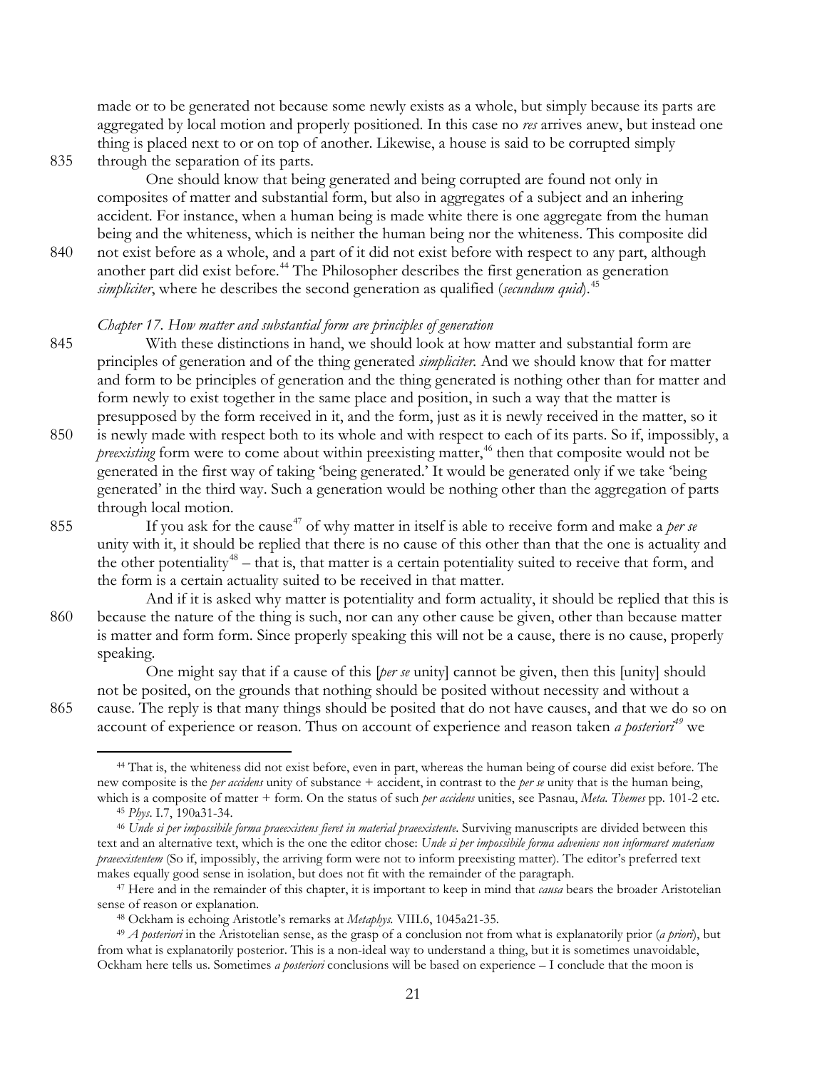made or to be generated not because some newly exists as a whole, but simply because its parts are aggregated by local motion and properly positioned. In this case no *res* arrives anew, but instead one thing is placed next to or on top of another. Likewise, a house is said to be corrupted simply through the separation of its parts.

One should know that being generated and being corrupted are found not only in composites of matter and substantial form, but also in aggregates of a subject and an inhering accident. For instance, when a human being is made white there is one aggregate from the human being and the whiteness, which is neither the human being nor the whiteness. This composite did not exist before as a whole, and a part of it did not exist before with respect to any part, although another part did exist before.[44] The Philosopher describes the first generation as generation *simpliciter*, where he describes the second generation as qualified (*secundum quid*).[45]

*Chapter 17. How matter and substantial form are principles of generation*

With these distinctions in hand, we should look at how matter and substantial form are principles of generation and of the thing generated *simpliciter*. And we should know that for matter and form to be principles of generation and the thing generated is nothing other than for matter and form newly to exist together in the same place and position, in such a way that the matter is presupposed by the form received in it, and the form, just as it is newly received in the matter, so it is newly made with respect both to its whole and with respect to each of its parts. So if, impossibly, a *preexisting* form were to come about within preexisting matter,[46] then that composite would not be generated in the first way of taking 'being generated.' It would be generated only if we take 'being generated' in the third way. Such a generation would be nothing other than the aggregation of parts through local motion.

If you ask for the cause[47] of why matter in itself is able to receive form and make a *per se* unity with it, it should be replied that there is no cause of this other than that the one is actuality and the other potentiality[48] – that is, that matter is a certain potentiality suited to receive that form, and the form is a certain actuality suited to be received in that matter.

And if it is asked why matter is potentiality and form actuality, it should be replied that this is because the nature of the thing is such, nor can any other cause be given, other than because matter is matter and form form. Since properly speaking this will not be a cause, there is no cause, properly speaking.

One might say that if a cause of this [*per se* unity] cannot be given, then this [unity] should not be posited, on the grounds that nothing should be posited without necessity and without a cause. The reply is that many things should be posited that do not have causes, and that we do so on account of experience or reason. Thus on account of experience and reason taken *a posteriori*[49] we

---

[44] That is, the whiteness did not exist before, even in part, whereas the human being of course did exist before. The new composite is the *per accidens* unity of substance + accident, in contrast to the *per se* unity that is the human being, which is a composite of matter + form. On the status of such *per accidens* unities, see Pasnau, *Meta. Themes* pp. 101-2 etc.

[45] *Phys*. I.7, 190a31-34.

[46] *Unde si per impossibile forma praeexistens fieret in material praeexistente*. Surviving manuscripts are divided between this text and an alternative text, which is the one the editor chose: *Unde si per impossibile forma adveniens non informaret materiam praeexistentem* (So if, impossibly, the arriving form were not to inform preexisting matter). The editor's preferred text makes equally good sense in isolation, but does not fit with the remainder of the paragraph.

[47] Here and in the remainder of this chapter, it is important to keep in mind that *causa* bears the broader Aristotelian sense of reason or explanation.

[48] Ockham is echoing Aristotle's remarks at *Metaphys.* VIII.6, 1045a21-35.

[49] *A posteriori* in the Aristotelian sense, as the grasp of a conclusion not from what is explanatorily prior (*a priori*), but from what is explanatorily posterior. This is a non-ideal way to understand a thing, but it is sometimes unavoidable, Ockham here tells us. Sometimes *a posteriori* conclusions will be based on experience – I conclude that the moon is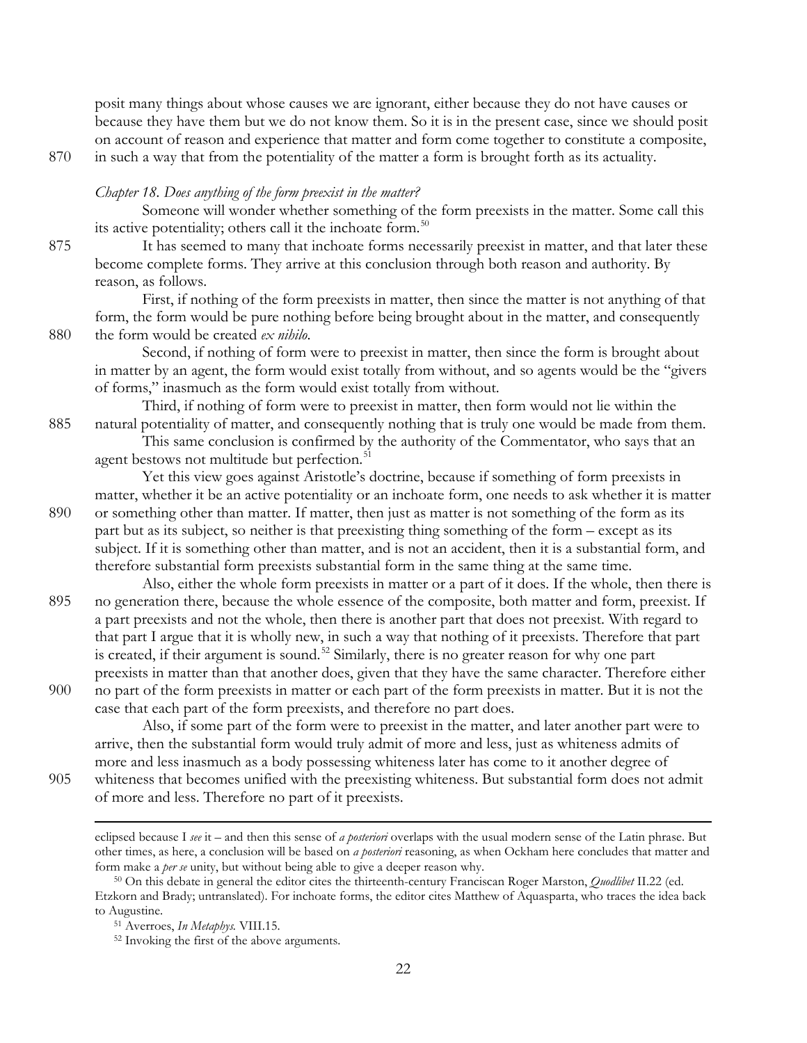posit many things about whose causes we are ignorant, either because they do not have causes or because they have them but we do not know them. So it is in the present case, since we should posit on account of reason and experience that matter and form come together to constitute a composite, in such a way that from the potentiality of the matter a form is brought forth as its actuality.

*Chapter 18. Does anything of the form preexist in the matter?*

Someone will wonder whether something of the form preexists in the matter. Some call this its active potentiality; others call it the inchoate form.[50]

It has seemed to many that inchoate forms necessarily preexist in matter, and that later these become complete forms. They arrive at this conclusion through both reason and authority. By reason, as follows.

First, if nothing of the form preexists in matter, then since the matter is not anything of that form, the form would be pure nothing before being brought about in the matter, and consequently the form would be created *ex nihilo*.

Second, if nothing of form were to preexist in matter, then since the form is brought about in matter by an agent, the form would exist totally from without, and so agents would be the "givers of forms," inasmuch as the form would exist totally from without.

Third, if nothing of form were to preexist in matter, then form would not lie within the natural potentiality of matter, and consequently nothing that is truly one would be made from them.

This same conclusion is confirmed by the authority of the Commentator, who says that an agent bestows not multitude but perfection.[51]

Yet this view goes against Aristotle's doctrine, because if something of form preexists in matter, whether it be an active potentiality or an inchoate form, one needs to ask whether it is matter or something other than matter. If matter, then just as matter is not something of the form as its part but as its subject, so neither is that preexisting thing something of the form – except as its subject. If it is something other than matter, and is not an accident, then it is a substantial form, and therefore substantial form preexists substantial form in the same thing at the same time.

Also, either the whole form preexists in matter or a part of it does. If the whole, then there is no generation there, because the whole essence of the composite, both matter and form, preexist. If a part preexists and not the whole, then there is another part that does not preexist. With regard to that part I argue that it is wholly new, in such a way that nothing of it preexists. Therefore that part is created, if their argument is sound.[52] Similarly, there is no greater reason for why one part preexists in matter than that another does, given that they have the same character. Therefore either no part of the form preexists in matter or each part of the form preexists in matter. But it is not the case that each part of the form preexists, and therefore no part does.

Also, if some part of the form were to preexist in the matter, and later another part were to arrive, then the substantial form would truly admit of more and less, just as whiteness admits of more and less inasmuch as a body possessing whiteness later has come to it another degree of whiteness that becomes unified with the preexisting whiteness. But substantial form does not admit of more and less. Therefore no part of it preexists.

---

eclipsed because I *see* it – and then this sense of *a posteriori* overlaps with the usual modern sense of the Latin phrase. But other times, as here, a conclusion will be based on *a posteriori* reasoning, as when Ockham here concludes that matter and form make a *per se* unity, but without being able to give a deeper reason why.

[50] On this debate in general the editor cites the thirteenth-century Franciscan Roger Marston, *Quodlibet* II.22 (ed. Etzkorn and Brady; untranslated). For inchoate forms, the editor cites Matthew of Aquasparta, who traces the idea back to Augustine.

[51] Averroes, *In Metaphys.* VIII.15.

[52] Invoking the first of the above arguments.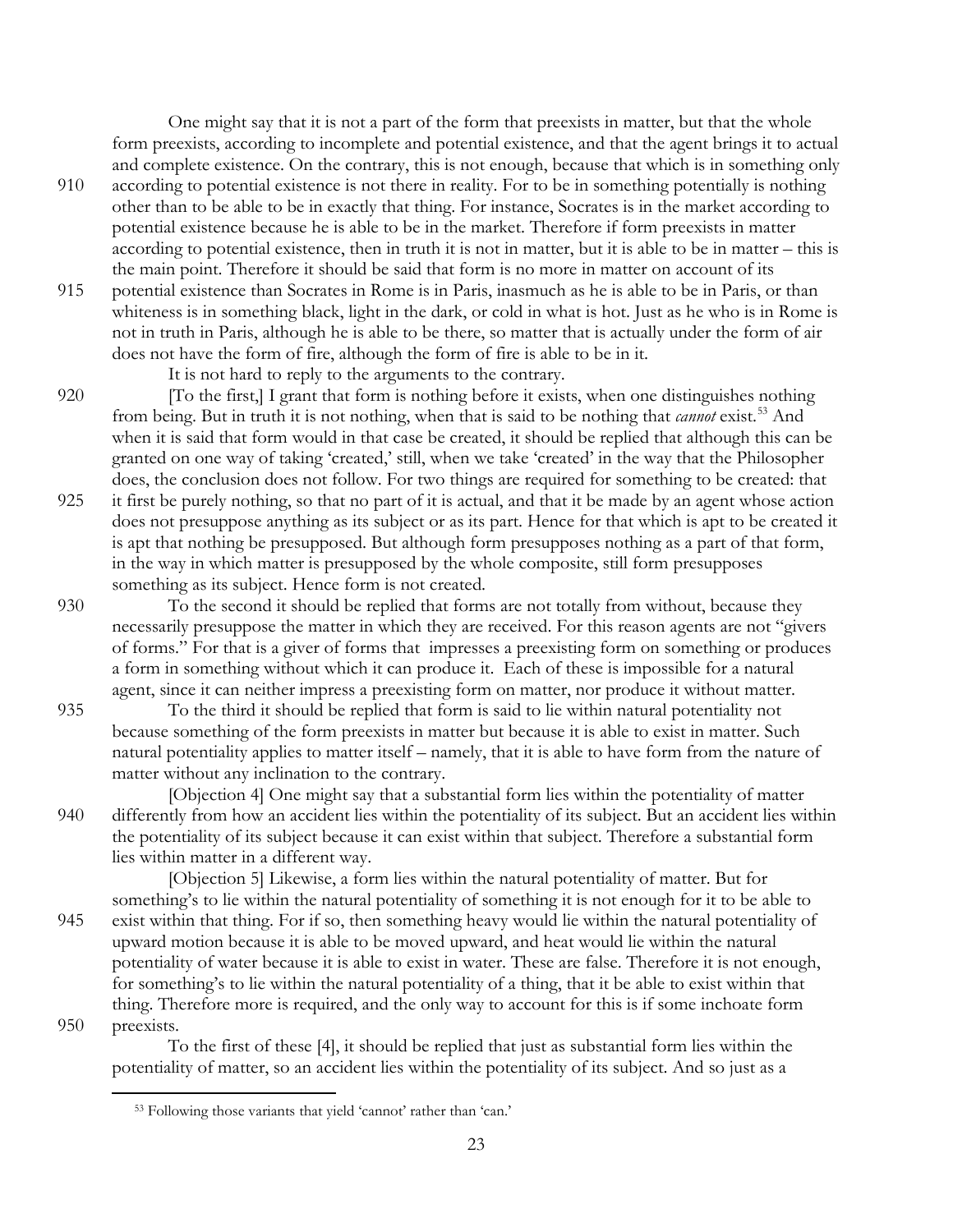One might say that it is not a part of the form that preexists in matter, but that the whole form preexists, according to incomplete and potential existence, and that the agent brings it to actual and complete existence. On the contrary, this is not enough, because that which is in something only according to potential existence is not there in reality. For to be in something potentially is nothing other than to be able to be in exactly that thing. For instance, Socrates is in the market according to potential existence because he is able to be in the market. Therefore if form preexists in matter according to potential existence, then in truth it is not in matter, but it is able to be in matter – this is the main point. Therefore it should be said that form is no more in matter on account of its potential existence than Socrates in Rome is in Paris, inasmuch as he is able to be in Paris, or than whiteness is in something black, light in the dark, or cold in what is hot. Just as he who is in Rome is not in truth in Paris, although he is able to be there, so matter that is actually under the form of air does not have the form of fire, although the form of fire is able to be in it.

It is not hard to reply to the arguments to the contrary.

[To the first,] I grant that form is nothing before it exists, when one distinguishes nothing from being. But in truth it is not nothing, when that is said to be nothing that *cannot* exist.[53] And when it is said that form would in that case be created, it should be replied that although this can be granted on one way of taking 'created,' still, when we take 'created' in the way that the Philosopher does, the conclusion does not follow. For two things are required for something to be created: that it first be purely nothing, so that no part of it is actual, and that it be made by an agent whose action does not presuppose anything as its subject or as its part. Hence for that which is apt to be created it is apt that nothing be presupposed. But although form presupposes nothing as a part of that form, in the way in which matter is presupposed by the whole composite, still form presupposes something as its subject. Hence form is not created.

To the second it should be replied that forms are not totally from without, because they necessarily presuppose the matter in which they are received. For this reason agents are not "givers of forms." For that is a giver of forms that impresses a preexisting form on something or produces a form in something without which it can produce it. Each of these is impossible for a natural agent, since it can neither impress a preexisting form on matter, nor produce it without matter.

To the third it should be replied that form is said to lie within natural potentiality not because something of the form preexists in matter but because it is able to exist in matter. Such natural potentiality applies to matter itself – namely, that it is able to have form from the nature of matter without any inclination to the contrary.

[Objection 4] One might say that a substantial form lies within the potentiality of matter differently from how an accident lies within the potentiality of its subject. But an accident lies within the potentiality of its subject because it can exist within that subject. Therefore a substantial form lies within matter in a different way.

[Objection 5] Likewise, a form lies within the natural potentiality of matter. But for something's to lie within the natural potentiality of something it is not enough for it to be able to exist within that thing. For if so, then something heavy would lie within the natural potentiality of upward motion because it is able to be moved upward, and heat would lie within the natural potentiality of water because it is able to exist in water. These are false. Therefore it is not enough, for something's to lie within the natural potentiality of a thing, that it be able to exist within that thing. Therefore more is required, and the only way to account for this is if some inchoate form preexists.

To the first of these [4], it should be replied that just as substantial form lies within the potentiality of matter, so an accident lies within the potentiality of its subject. And so just as a

---

[53] Following those variants that yield 'cannot' rather than 'can.'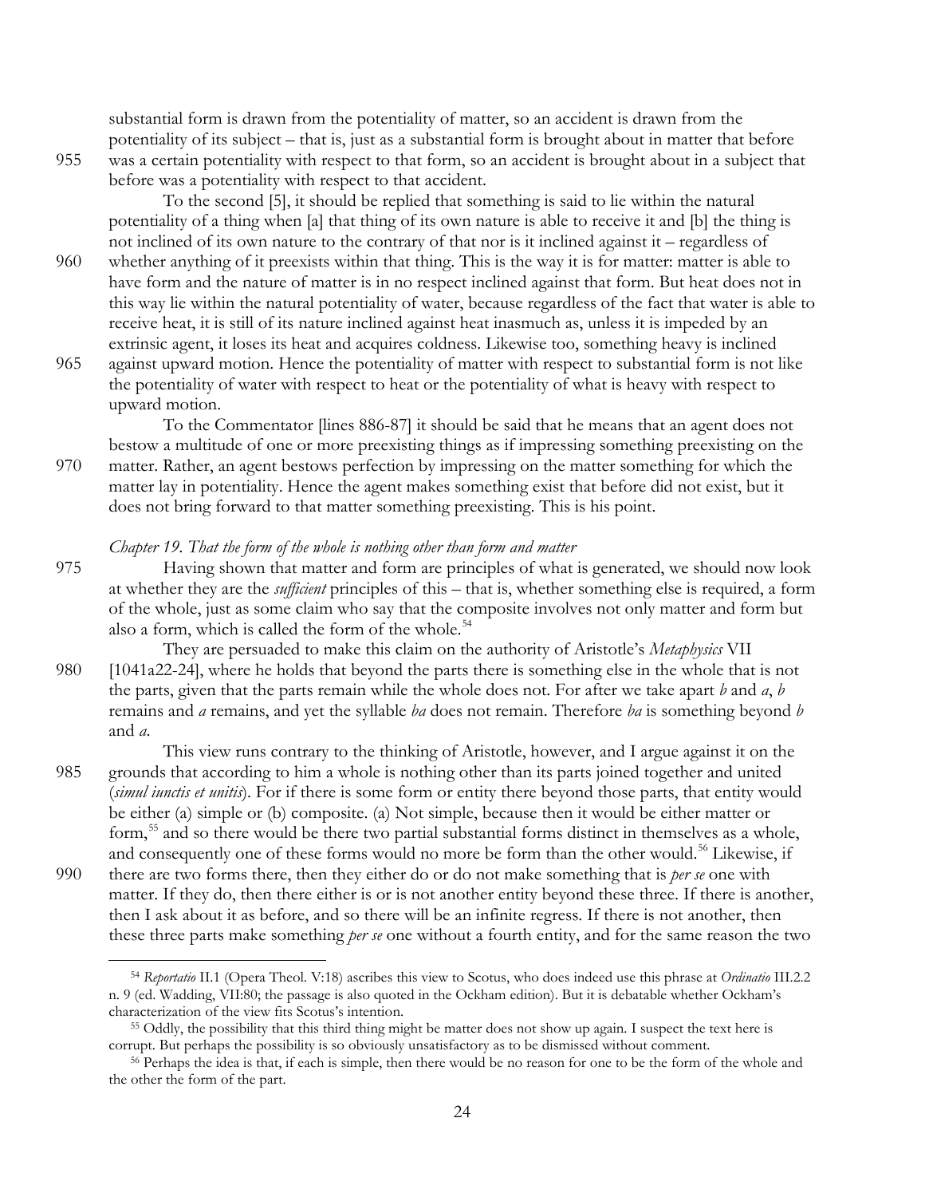substantial form is drawn from the potentiality of matter, so an accident is drawn from the potentiality of its subject – that is, just as a substantial form is brought about in matter that before was a certain potentiality with respect to that form, so an accident is brought about in a subject that before was a potentiality with respect to that accident.

To the second [5], it should be replied that something is said to lie within the natural potentiality of a thing when [a] that thing of its own nature is able to receive it and [b] the thing is not inclined of its own nature to the contrary of that nor is it inclined against it – regardless of whether anything of it preexists within that thing. This is the way it is for matter: matter is able to have form and the nature of matter is in no respect inclined against that form. But heat does not in this way lie within the natural potentiality of water, because regardless of the fact that water is able to receive heat, it is still of its nature inclined against heat inasmuch as, unless it is impeded by an extrinsic agent, it loses its heat and acquires coldness. Likewise too, something heavy is inclined against upward motion. Hence the potentiality of matter with respect to substantial form is not like the potentiality of water with respect to heat or the potentiality of what is heavy with respect to upward motion.

To the Commentator [lines 886-87] it should be said that he means that an agent does not bestow a multitude of one or more preexisting things as if impressing something preexisting on the matter. Rather, an agent bestows perfection by impressing on the matter something for which the matter lay in potentiality. Hence the agent makes something exist that before did not exist, but it does not bring forward to that matter something preexisting. This is his point.

*Chapter 19. That the form of the whole is nothing other than form and matter*

Having shown that matter and form are principles of what is generated, we should now look at whether they are the *sufficient* principles of this – that is, whether something else is required, a form of the whole, just as some claim who say that the composite involves not only matter and form but also a form, which is called the form of the whole.[54]

They are persuaded to make this claim on the authority of Aristotle's *Metaphysics* VII [1041a22-24], where he holds that beyond the parts there is something else in the whole that is not the parts, given that the parts remain while the whole does not. For after we take apart *b* and *a*, *b* remains and *a* remains, and yet the syllable *ba* does not remain. Therefore *ba* is something beyond *b* and *a*.

This view runs contrary to the thinking of Aristotle, however, and I argue against it on the grounds that according to him a whole is nothing other than its parts joined together and united (*simul iunctis et unitis*). For if there is some form or entity there beyond those parts, that entity would be either (a) simple or (b) composite. (a) Not simple, because then it would be either matter or form,[55] and so there would be there two partial substantial forms distinct in themselves as a whole, and consequently one of these forms would no more be form than the other would.[56] Likewise, if there are two forms there, then they either do or do not make something that is *per se* one with matter. If they do, then there either is or is not another entity beyond these three. If there is another, then I ask about it as before, and so there will be an infinite regress. If there is not another, then these three parts make something *per se* one without a fourth entity, and for the same reason the two

---

[54] *Reportatio* II.1 (Opera Theol. V:18) ascribes this view to Scotus, who does indeed use this phrase at *Ordinatio* III.2.2 n. 9 (ed. Wadding, VII:80; the passage is also quoted in the Ockham edition). But it is debatable whether Ockham's characterization of the view fits Scotus's intention.

[55] Oddly, the possibility that this third thing might be matter does not show up again. I suspect the text here is corrupt. But perhaps the possibility is so obviously unsatisfactory as to be dismissed without comment.

[56] Perhaps the idea is that, if each is simple, then there would be no reason for one to be the form of the whole and the other the form of the part.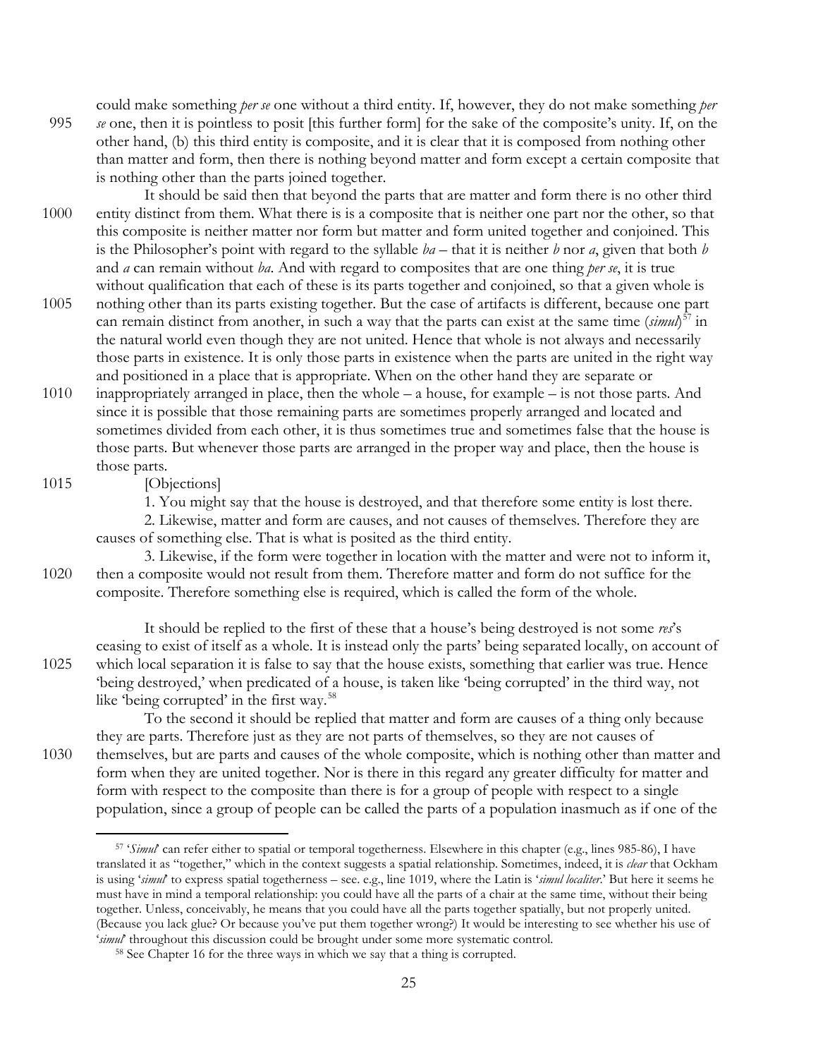could make something *per se* one without a third entity. If, however, they do not make something *per se* one, then it is pointless to posit [this further form] for the sake of the composite's unity. If, on the other hand, (b) this third entity is composite, and it is clear that it is composed from nothing other than matter and form, then there is nothing beyond matter and form except a certain composite that is nothing other than the parts joined together.

It should be said then that beyond the parts that are matter and form there is no other third entity distinct from them. What there is is a composite that is neither one part nor the other, so that this composite is neither matter nor form but matter and form united together and conjoined. This is the Philosopher's point with regard to the syllable *ba* – that it is neither *b* nor *a*, given that both *b* and *a* can remain without *ba*. And with regard to composites that are one thing *per se*, it is true without qualification that each of these is its parts together and conjoined, so that a given whole is nothing other than its parts existing together. But the case of artifacts is different, because one part can remain distinct from another, in such a way that the parts can exist at the same time (*simul*)[57] in the natural world even though they are not united. Hence that whole is not always and necessarily those parts in existence. It is only those parts in existence when the parts are united in the right way and positioned in a place that is appropriate. When on the other hand they are separate or inappropriately arranged in place, then the whole – a house, for example – is not those parts. And since it is possible that those remaining parts are sometimes properly arranged and located and sometimes divided from each other, it is thus sometimes true and sometimes false that the house is those parts. But whenever those parts are arranged in the proper way and place, then the house is those parts.

[Objections]

1. You might say that the house is destroyed, and that therefore some entity is lost there.

2. Likewise, matter and form are causes, and not causes of themselves. Therefore they are causes of something else. That is what is posited as the third entity.

3. Likewise, if the form were together in location with the matter and were not to inform it, then a composite would not result from them. Therefore matter and form do not suffice for the composite. Therefore something else is required, which is called the form of the whole.

It should be replied to the first of these that a house's being destroyed is not some *res*'s ceasing to exist of itself as a whole. It is instead only the parts' being separated locally, on account of which local separation it is false to say that the house exists, something that earlier was true. Hence 'being destroyed,' when predicated of a house, is taken like 'being corrupted' in the third way, not like 'being corrupted' in the first way.[58]

To the second it should be replied that matter and form are causes of a thing only because they are parts. Therefore just as they are not parts of themselves, so they are not causes of themselves, but are parts and causes of the whole composite, which is nothing other than matter and form when they are united together. Nor is there in this regard any greater difficulty for matter and form with respect to the composite than there is for a group of people with respect to a single population, since a group of people can be called the parts of a population inasmuch as if one of the

---

[57] '*Simul*' can refer either to spatial or temporal togetherness. Elsewhere in this chapter (e.g., lines 985-86), I have translated it as "together," which in the context suggests a spatial relationship. Sometimes, indeed, it is *clear* that Ockham is using '*simul*' to express spatial togetherness – see. e.g., line 1019, where the Latin is '*simul localiter*.' But here it seems he must have in mind a temporal relationship: you could have all the parts of a chair at the same time, without their being together. Unless, conceivably, he means that you could have all the parts together spatially, but not properly united. (Because you lack glue? Or because you've put them together wrong?) It would be interesting to see whether his use of '*simul*' throughout this discussion could be brought under some more systematic control.

[58] See Chapter 16 for the three ways in which we say that a thing is corrupted.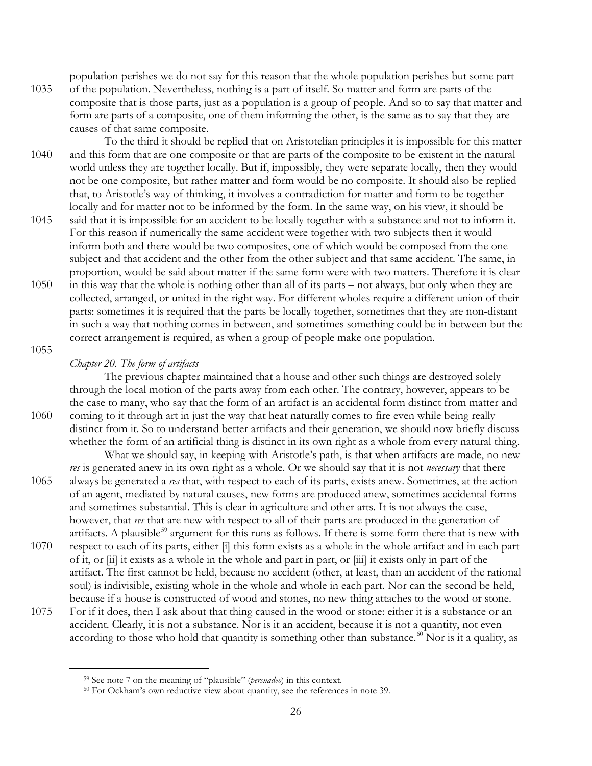population perishes we do not say for this reason that the whole population perishes but some part of the population. Nevertheless, nothing is a part of itself. So matter and form are parts of the composite that is those parts, just as a population is a group of people. And so to say that matter and form are parts of a composite, one of them informing the other, is the same as to say that they are causes of that same composite.

To the third it should be replied that on Aristotelian principles it is impossible for this matter and this form that are one composite or that are parts of the composite to be existent in the natural world unless they are together locally. But if, impossibly, they were separate locally, then they would not be one composite, but rather matter and form would be no composite. It should also be replied that, to Aristotle's way of thinking, it involves a contradiction for matter and form to be together locally and for matter not to be informed by the form. In the same way, on his view, it should be said that it is impossible for an accident to be locally together with a substance and not to inform it. For this reason if numerically the same accident were together with two subjects then it would inform both and there would be two composites, one of which would be composed from the one subject and that accident and the other from the other subject and that same accident. The same, in proportion, would be said about matter if the same form were with two matters. Therefore it is clear in this way that the whole is nothing other than all of its parts – not always, but only when they are collected, arranged, or united in the right way. For different wholes require a different union of their parts: sometimes it is required that the parts be locally together, sometimes that they are non-distant in such a way that nothing comes in between, and sometimes something could be in between but the correct arrangement is required, as when a group of people make one population.

### *Chapter 20. The form of artifacts*

The previous chapter maintained that a house and other such things are destroyed solely through the local motion of the parts away from each other. The contrary, however, appears to be the case to many, who say that the form of an artifact is an accidental form distinct from matter and coming to it through art in just the way that heat naturally comes to fire even while being really distinct from it. So to understand better artifacts and their generation, we should now briefly discuss whether the form of an artificial thing is distinct in its own right as a whole from every natural thing.

What we should say, in keeping with Aristotle's path, is that when artifacts are made, no new *res* is generated anew in its own right as a whole. Or we should say that it is not *necessary* that there always be generated a *res* that, with respect to each of its parts, exists anew. Sometimes, at the action of an agent, mediated by natural causes, new forms are produced anew, sometimes accidental forms and sometimes substantial. This is clear in agriculture and other arts. It is not always the case, however, that *res* that are new with respect to all of their parts are produced in the generation of artifacts. A plausible[59] argument for this runs as follows. If there is some form there that is new with respect to each of its parts, either [i] this form exists as a whole in the whole artifact and in each part of it, or [ii] it exists as a whole in the whole and part in part, or [iii] it exists only in part of the artifact. The first cannot be held, because no accident (other, at least, than an accident of the rational soul) is indivisible, existing whole in the whole and whole in each part. Nor can the second be held, because if a house is constructed of wood and stones, no new thing attaches to the wood or stone. For if it does, then I ask about that thing caused in the wood or stone: either it is a substance or an accident. Clearly, it is not a substance. Nor is it an accident, because it is not a quantity, not even according to those who hold that quantity is something other than substance.[60] Nor is it a quality, as

---

[59] See note 7 on the meaning of "plausible" (*persuadeo*) in this context.

[60] For Ockham's own reductive view about quantity, see the references in note 39.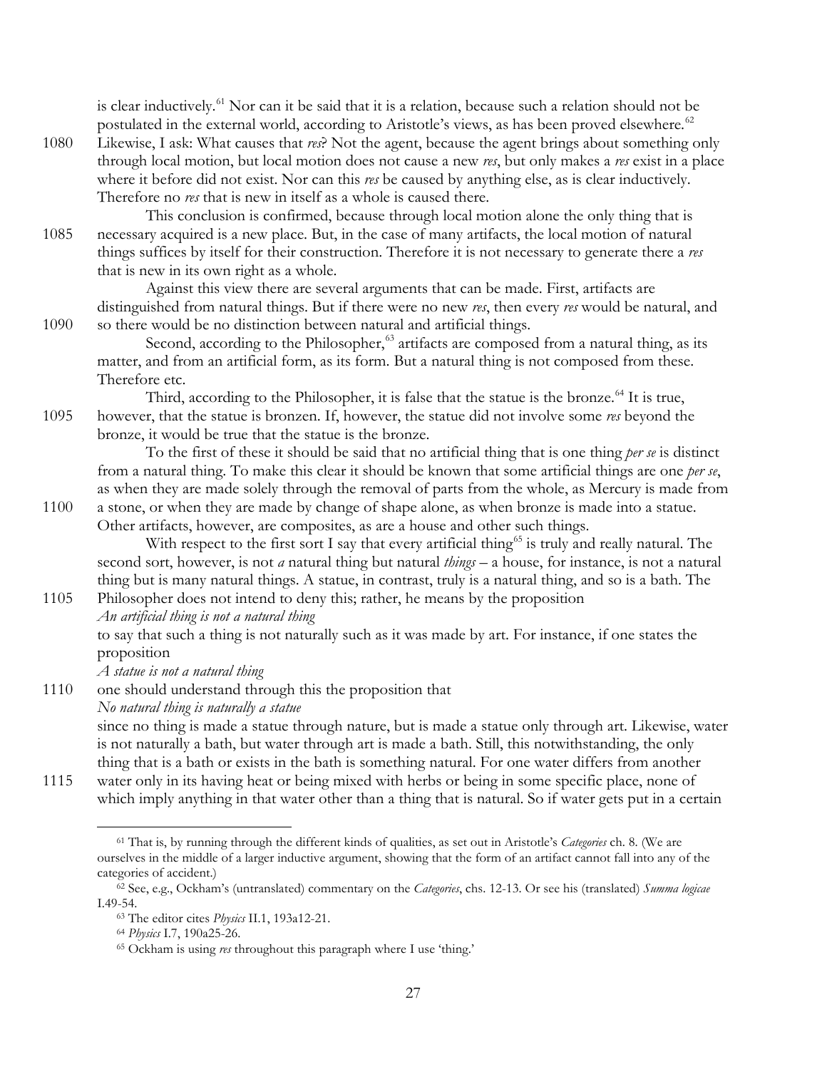is clear inductively.[61] Nor can it be said that it is a relation, because such a relation should not be postulated in the external world, according to Aristotle's views, as has been proved elsewhere.[62]

1080 Likewise, I ask: What causes that *res*? Not the agent, because the agent brings about something only through local motion, but local motion does not cause a new *res*, but only makes a *res* exist in a place where it before did not exist. Nor can this *res* be caused by anything else, as is clear inductively. Therefore no *res* that is new in itself as a whole is caused there.

This conclusion is confirmed, because through local motion alone the only thing that is 1085 necessary acquired is a new place. But, in the case of many artifacts, the local motion of natural things suffices by itself for their construction. Therefore it is not necessary to generate there a *res* that is new in its own right as a whole.

Against this view there are several arguments that can be made. First, artifacts are distinguished from natural things. But if there were no new *res*, then every *res* would be natural, and 1090 so there would be no distinction between natural and artificial things.

Second, according to the Philosopher,[63] artifacts are composed from a natural thing, as its matter, and from an artificial form, as its form. But a natural thing is not composed from these. Therefore etc.

Third, according to the Philosopher, it is false that the statue is the bronze.[64] It is true, 1095 however, that the statue is bronzen. If, however, the statue did not involve some *res* beyond the bronze, it would be true that the statue is the bronze.

To the first of these it should be said that no artificial thing that is one thing *per se* is distinct from a natural thing. To make this clear it should be known that some artificial things are one *per se*, as when they are made solely through the removal of parts from the whole, as Mercury is made from 1100 a stone, or when they are made by change of shape alone, as when bronze is made into a statue. Other artifacts, however, are composites, as are a house and other such things.

With respect to the first sort I say that every artificial thing[65] is truly and really natural. The second sort, however, is not *a* natural thing but natural *things* – a house, for instance, is not a natural thing but is many natural things. A statue, in contrast, truly is a natural thing, and so is a bath. The 1105 Philosopher does not intend to deny this; rather, he means by the proposition

*An artificial thing is not a natural thing*

to say that such a thing is not naturally such as it was made by art. For instance, if one states the proposition

*A statue is not a natural thing*

1110 one should understand through this the proposition that

*No natural thing is naturally a statue*

since no thing is made a statue through nature, but is made a statue only through art. Likewise, water is not naturally a bath, but water through art is made a bath. Still, this notwithstanding, the only thing that is a bath or exists in the bath is something natural. For one water differs from another 1115 water only in its having heat or being mixed with herbs or being in some specific place, none of which imply anything in that water other than a thing that is natural. So if water gets put in a certain

---

[61] That is, by running through the different kinds of qualities, as set out in Aristotle's *Categories* ch. 8. (We are ourselves in the middle of a larger inductive argument, showing that the form of an artifact cannot fall into any of the categories of accident.)

[62] See, e.g., Ockham's (untranslated) commentary on the *Categories*, chs. 12-13. Or see his (translated) *Summa logicae* I.49-54.

[63] The editor cites *Physics* II.1, 193a12-21.

[64] *Physics* I.7, 190a25-26.

[65] Ockham is using *res* throughout this paragraph where I use 'thing.'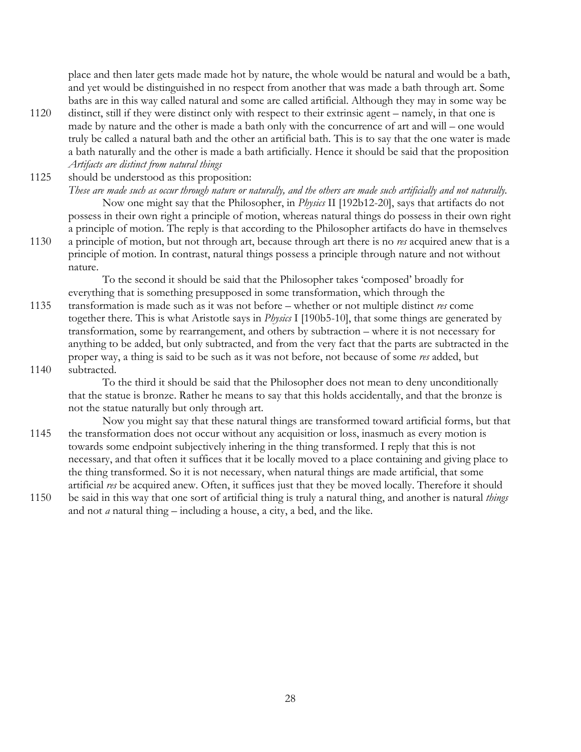place and then later gets made made hot by nature, the whole would be natural and would be a bath, and yet would be distinguished in no respect from another that was made a bath through art. Some baths are in this way called natural and some are called artificial. Although they may in some way be distinct, still if they were distinct only with respect to their extrinsic agent – namely, in that one is made by nature and the other is made a bath only with the concurrence of art and will – one would truly be called a natural bath and the other an artificial bath. This is to say that the one water is made a bath naturally and the other is made a bath artificially. Hence it should be said that the proposition *Artifacts are distinct from natural things* should be understood as this proposition:

*These are made such as occur through nature or naturally, and the others are made such artificially and not naturally.*

Now one might say that the Philosopher, in *Physics* II [192b12-20], says that artifacts do not possess in their own right a principle of motion, whereas natural things do possess in their own right a principle of motion. The reply is that according to the Philosopher artifacts do have in themselves a principle of motion, but not through art, because through art there is no *res* acquired anew that is a principle of motion. In contrast, natural things possess a principle through nature and not without nature.

To the second it should be said that the Philosopher takes 'composed' broadly for everything that is something presupposed in some transformation, which through the transformation is made such as it was not before – whether or not multiple distinct *res* come together there. This is what Aristotle says in *Physics* I [190b5-10], that some things are generated by transformation, some by rearrangement, and others by subtraction – where it is not necessary for anything to be added, but only subtracted, and from the very fact that the parts are subtracted in the proper way, a thing is said to be such as it was not before, not because of some *res* added, but subtracted.

To the third it should be said that the Philosopher does not mean to deny unconditionally that the statue is bronze. Rather he means to say that this holds accidentally, and that the bronze is not the statue naturally but only through art.

Now you might say that these natural things are transformed toward artificial forms, but that the transformation does not occur without any acquisition or loss, inasmuch as every motion is towards some endpoint subjectively inhering in the thing transformed. I reply that this is not necessary, and that often it suffices that it be locally moved to a place containing and giving place to the thing transformed. So it is not necessary, when natural things are made artificial, that some artificial *res* be acquired anew. Often, it suffices just that they be moved locally. Therefore it should be said in this way that one sort of artificial thing is truly a natural thing, and another is natural *things* and not *a* natural thing – including a house, a city, a bed, and the like.